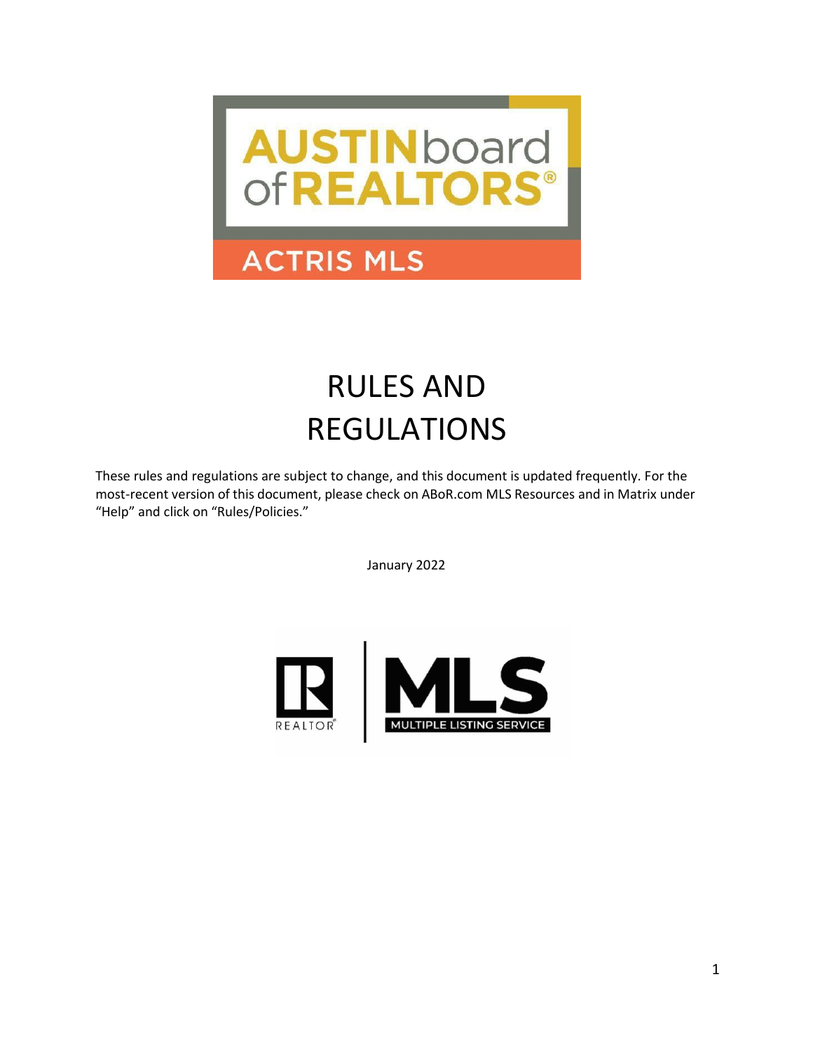AUSTIN board of REALTORS®

ACTRIS MLS

# RULES AND REGULATIONS

These rules and regulations are subject to change, and this document is updated frequently. For the most-recent version of this document, please check on ABoR.com MLS Resources and in Matrix under "Help" and click on "Rules/Policies."

January 2022

REALTOR® | MLS MULTIPLE LISTING SERVICE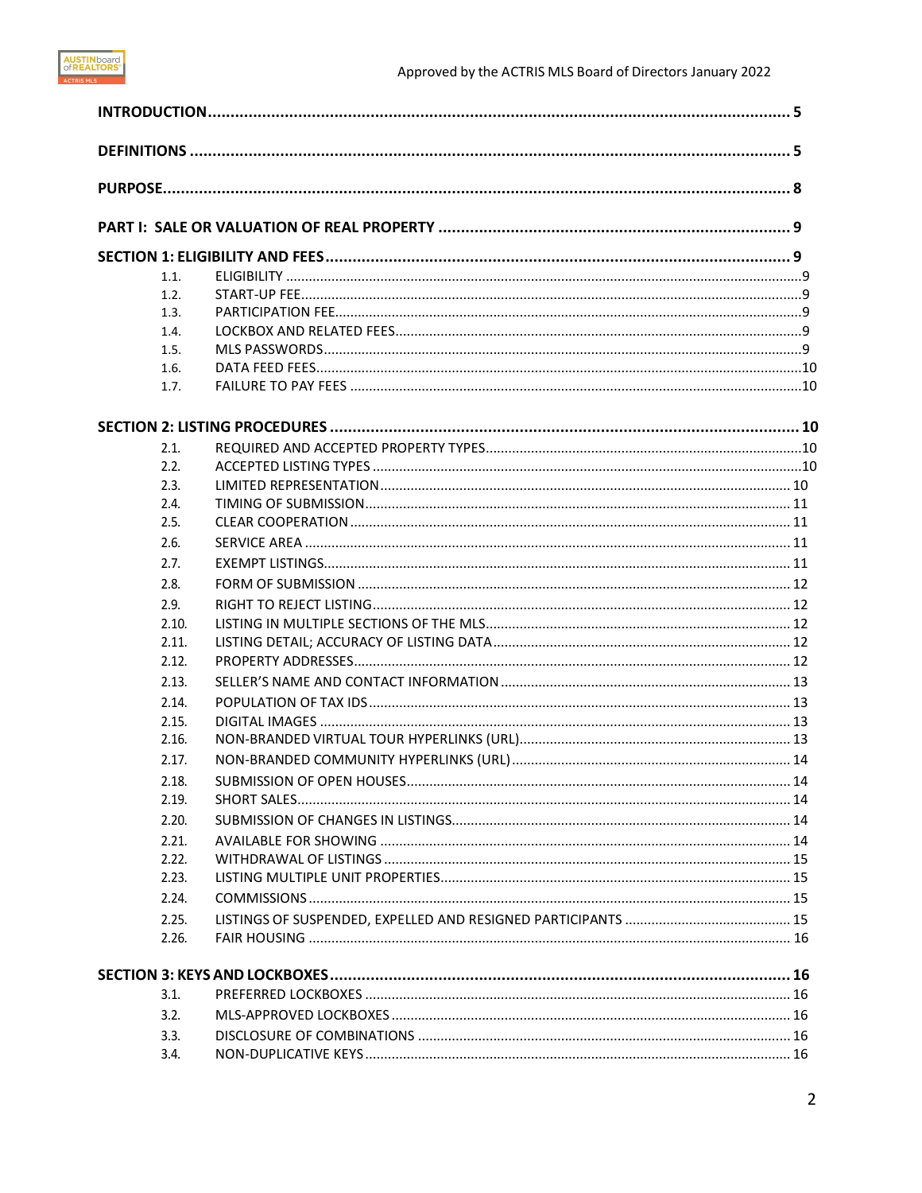**INTRODUCTION** .................................................................................................................. 5

**DEFINITIONS** .................................................................................................................... 5

**PURPOSE** .......................................................................................................................... 8

**PART I: SALE OR VALUATION OF REAL PROPERTY** ............................................................. 9

**SECTION 1: ELIGIBILITY AND FEES** ..................................................................................... 9

- 1.1. ELIGIBILITY ....................................................................................................... 9
- 1.2. START-UP FEE .................................................................................................... 9
- 1.3. PARTICIPATION FEE ........................................................................................... 9
- 1.4. LOCKBOX AND RELATED FEES ........................................................................... 9
- 1.5. MLS PASSWORDS ............................................................................................... 9
- 1.6. DATA FEED FEES ............................................................................................... 10
- 1.7. FAILURE TO PAY FEES ....................................................................................... 10

**SECTION 2: LISTING PROCEDURES** .................................................................................... 10

- 2.1. REQUIRED AND ACCEPTED PROPERTY TYPES ................................................... 10
- 2.2. ACCEPTED LISTING TYPES ................................................................................ 10
- 2.3. LIMITED REPRESENTATION ............................................................................... 10
- 2.4. TIMING OF SUBMISSION .................................................................................... 11
- 2.5. CLEAR COOPERATION ....................................................................................... 11
- 2.6. SERVICE AREA .................................................................................................. 11
- 2.7. EXEMPT LISTINGS ............................................................................................. 11
- 2.8. FORM OF SUBMISSION ...................................................................................... 12
- 2.9. RIGHT TO REJECT LISTING ................................................................................ 12
- 2.10. LISTING IN MULTIPLE SECTIONS OF THE MLS .................................................. 12
- 2.11. LISTING DETAIL; ACCURACY OF LISTING DATA ................................................ 12
- 2.12. PROPERTY ADDRESSES .................................................................................... 12
- 2.13. SELLER'S NAME AND CONTACT INFORMATION ................................................ 13
- 2.14. POPULATION OF TAX IDS .................................................................................. 13
- 2.15. DIGITAL IMAGES .............................................................................................. 13
- 2.16. NON-BRANDED VIRTUAL TOUR HYPERLINKS (URL) .......................................... 13
- 2.17. NON-BRANDED COMMUNITY HYPERLINKS (URL) .............................................. 14
- 2.18. SUBMISSION OF OPEN HOUSES ......................................................................... 14
- 2.19. SHORT SALES .................................................................................................... 14
- 2.20. SUBMISSION OF CHANGES IN LISTINGS ............................................................. 14
- 2.21. AVAILABLE FOR SHOWING ................................................................................ 14
- 2.22. WITHDRAWAL OF LISTINGS .............................................................................. 15
- 2.23. LISTING MULTIPLE UNIT PROPERTIES ................................................................ 15
- 2.24. COMMISSIONS .................................................................................................. 15
- 2.25. LISTINGS OF SUSPENDED, EXPELLED AND RESIGNED PARTICIPANTS ................ 15
- 2.26. FAIR HOUSING .................................................................................................. 16

**SECTION 3: KEYS AND LOCKBOXES** .................................................................................... 16

- 3.1. PREFERRED LOCKBOXES ................................................................................... 16
- 3.2. MLS-APPROVED LOCKBOXES ............................................................................ 16
- 3.3. DISCLOSURE OF COMBINATIONS ....................................................................... 16
- 3.4. NON-DUPLICATIVE KEYS ................................................................................... 16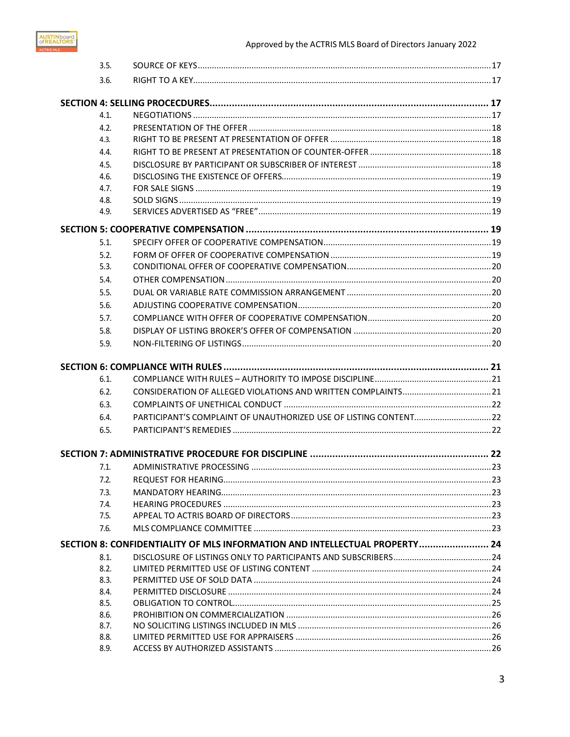3.5. SOURCE OF KEYS ..... 17

3.6. RIGHT TO A KEY ..... 17

**SECTION 4: SELLING PROCECDURES ..... 17**

4.1. NEGOTIATIONS ..... 17

4.2. PRESENTATION OF THE OFFER ..... 18

4.3. RIGHT TO BE PRESENT AT PRESENTATION OF OFFER ..... 18

4.4. RIGHT TO BE PRESENT AT PRESENTATION OF COUNTER-OFFER ..... 18

4.5. DISCLOSURE BY PARTICIPANT OR SUBSCRIBER OF INTEREST ..... 18

4.6. DISCLOSING THE EXISTENCE OF OFFERS ..... 19

4.7. FOR SALE SIGNS ..... 19

4.8. SOLD SIGNS ..... 19

4.9. SERVICES ADVERTISED AS "FREE" ..... 19

**SECTION 5: COOPERATIVE COMPENSATION ..... 19**

5.1. SPECIFY OFFER OF COOPERATIVE COMPENSATION ..... 19

5.2. FORM OF OFFER OF COOPERATIVE COMPENSATION ..... 19

5.3. CONDITIONAL OFFER OF COOPERATIVE COMPENSATION ..... 20

5.4. OTHER COMPENSATION ..... 20

5.5. DUAL OR VARIABLE RATE COMMISSION ARRANGEMENT ..... 20

5.6. ADJUSTING COOPERATIVE COMPENSATION ..... 20

5.7. COMPLIANCE WITH OFFER OF COOPERATIVE COMPENSATION ..... 20

5.8. DISPLAY OF LISTING BROKER'S OFFER OF COMPENSATION ..... 20

5.9. NON-FILTERING OF LISTINGS ..... 20

**SECTION 6: COMPLIANCE WITH RULES ..... 21**

6.1. COMPLIANCE WITH RULES – AUTHORITY TO IMPOSE DISCIPLINE ..... 21

6.2. CONSIDERATION OF ALLEGED VIOLATIONS AND WRITTEN COMPLAINTS ..... 21

6.3. COMPLAINTS OF UNETHICAL CONDUCT ..... 22

6.4. PARTICIPANT'S COMPLAINT OF UNAUTHORIZED USE OF LISTING CONTENT ..... 22

6.5. PARTICIPANT'S REMEDIES ..... 22

**SECTION 7: ADMINISTRATIVE PROCEDURE FOR DISCIPLINE ..... 22**

7.1. ADMINISTRATIVE PROCESSING ..... 23

7.2. REQUEST FOR HEARING ..... 23

7.3. MANDATORY HEARING ..... 23

7.4. HEARING PROCEDURES ..... 23

7.5. APPEAL TO ACTRIS BOARD OF DIRECTORS ..... 23

7.6. MLS COMPLIANCE COMMITTEE ..... 23

**SECTION 8: CONFIDENTIALITY OF MLS INFORMATION AND INTELLECTUAL PROPERTY ..... 24**

8.1. DISCLOSURE OF LISTINGS ONLY TO PARTICIPANTS AND SUBSCRIBERS ..... 24

8.2. LIMITED PERMITTED USE OF LISTING CONTENT ..... 24

8.3. PERMITTED USE OF SOLD DATA ..... 24

8.4. PERMITTED DISCLOSURE ..... 24

8.5. OBLIGATION TO CONTROL ..... 25

8.6. PROHIBITION ON COMMERCIALIZATION ..... 26

8.7. NO SOLICITING LISTINGS INCLUDED IN MLS ..... 26

8.8. LIMITED PERMITTED USE FOR APPRAISERS ..... 26

8.9. ACCESS BY AUTHORIZED ASSISTANTS ..... 26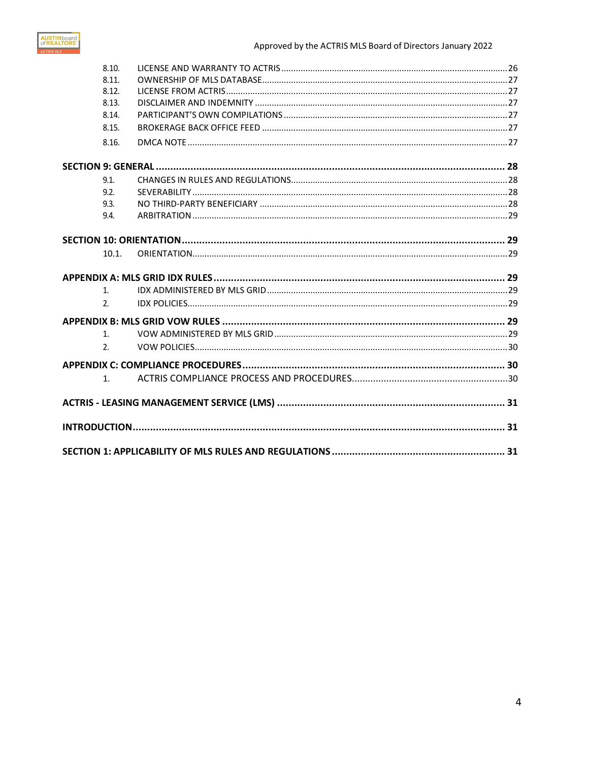| | | |
|---|---|---|
| 8.10. | LICENSE AND WARRANTY TO ACTRIS | 26 |
| 8.11. | OWNERSHIP OF MLS DATABASE | 27 |
| 8.12. | LICENSE FROM ACTRIS | 27 |
| 8.13. | DISCLAIMER AND INDEMNITY | 27 |
| 8.14. | PARTICIPANT'S OWN COMPILATIONS | 27 |
| 8.15. | BROKERAGE BACK OFFICE FEED | 27 |
| 8.16. | DMCA NOTE | 27 |

**SECTION 9: GENERAL ... 28**

| | | |
|---|---|---|
| 9.1. | CHANGES IN RULES AND REGULATIONS | 28 |
| 9.2. | SEVERABILITY | 28 |
| 9.3. | NO THIRD-PARTY BENEFICIARY | 28 |
| 9.4. | ARBITRATION | 29 |

**SECTION 10: ORIENTATION ... 29**

| | | |
|---|---|---|
| 10.1. | ORIENTATION | 29 |

**APPENDIX A: MLS GRID IDX RULES ... 29**

| | | |
|---|---|---|
| 1. | IDX ADMINISTERED BY MLS GRID | 29 |
| 2. | IDX POLICIES | 29 |

**APPENDIX B: MLS GRID VOW RULES ... 29**

| | | |
|---|---|---|
| 1. | VOW ADMINISTERED BY MLS GRID | 29 |
| 2. | VOW POLICIES | 30 |

**APPENDIX C: COMPLIANCE PROCEDURES ... 30**

| | | |
|---|---|---|
| 1. | ACTRIS COMPLIANCE PROCESS AND PROCEDURES | 30 |

**ACTRIS - LEASING MANAGEMENT SERVICE (LMS) ... 31**

**INTRODUCTION ... 31**

**SECTION 1: APPLICABILITY OF MLS RULES AND REGULATIONS ... 31**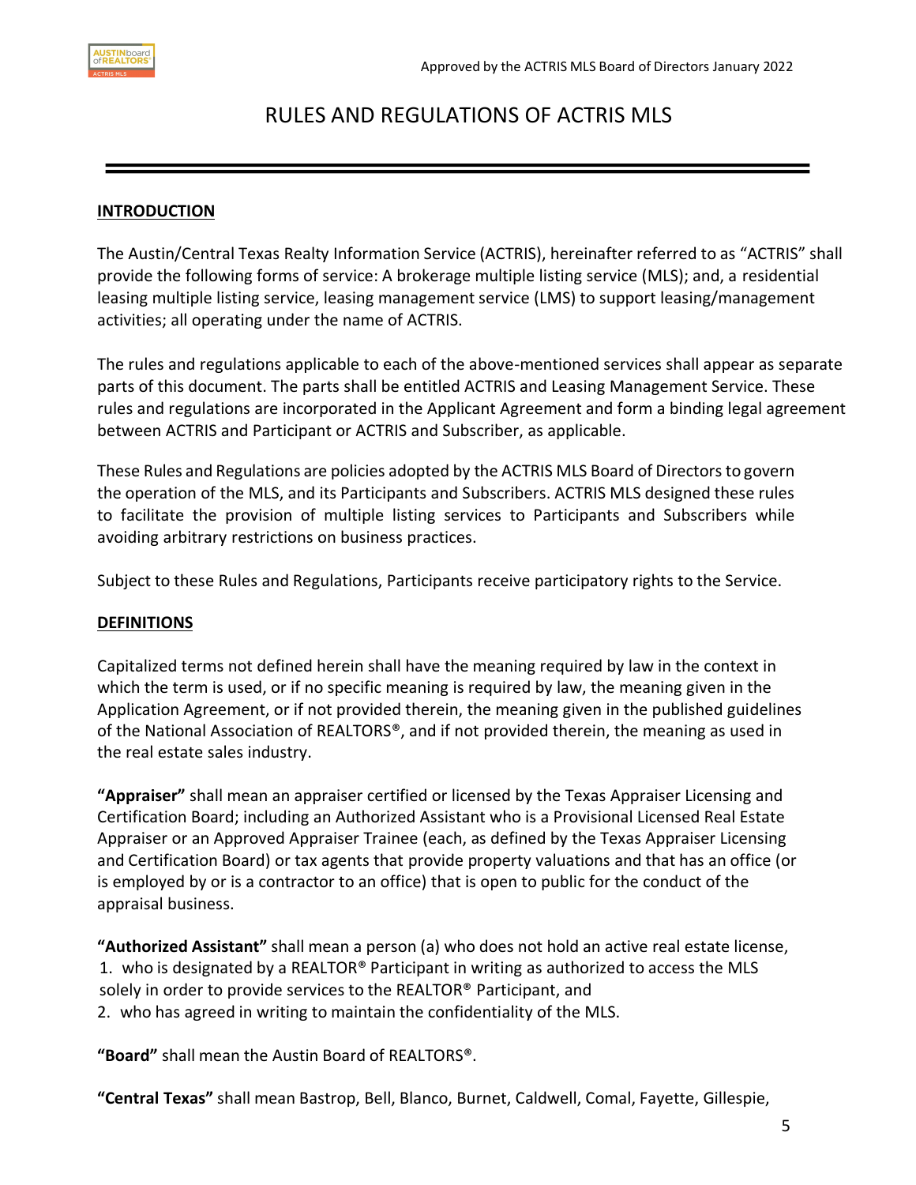# RULES AND REGULATIONS OF ACTRIS MLS

## INTRODUCTION

The Austin/Central Texas Realty Information Service (ACTRIS), hereinafter referred to as "ACTRIS" shall provide the following forms of service: A brokerage multiple listing service (MLS); and, a residential leasing multiple listing service, leasing management service (LMS) to support leasing/management activities; all operating under the name of ACTRIS.

The rules and regulations applicable to each of the above-mentioned services shall appear as separate parts of this document. The parts shall be entitled ACTRIS and Leasing Management Service. These rules and regulations are incorporated in the Applicant Agreement and form a binding legal agreement between ACTRIS and Participant or ACTRIS and Subscriber, as applicable.

These Rules and Regulations are policies adopted by the ACTRIS MLS Board of Directors to govern the operation of the MLS, and its Participants and Subscribers. ACTRIS MLS designed these rules to facilitate the provision of multiple listing services to Participants and Subscribers while avoiding arbitrary restrictions on business practices.

Subject to these Rules and Regulations, Participants receive participatory rights to the Service.

## DEFINITIONS

Capitalized terms not defined herein shall have the meaning required by law in the context in which the term is used, or if no specific meaning is required by law, the meaning given in the Application Agreement, or if not provided therein, the meaning given in the published guidelines of the National Association of REALTORS®, and if not provided therein, the meaning as used in the real estate sales industry.

**"Appraiser"** shall mean an appraiser certified or licensed by the Texas Appraiser Licensing and Certification Board; including an Authorized Assistant who is a Provisional Licensed Real Estate Appraiser or an Approved Appraiser Trainee (each, as defined by the Texas Appraiser Licensing and Certification Board) or tax agents that provide property valuations and that has an office (or is employed by or is a contractor to an office) that is open to public for the conduct of the appraisal business.

**"Authorized Assistant"** shall mean a person (a) who does not hold an active real estate license,

1. who is designated by a REALTOR® Participant in writing as authorized to access the MLS solely in order to provide services to the REALTOR® Participant, and
2. who has agreed in writing to maintain the confidentiality of the MLS.

**"Board"** shall mean the Austin Board of REALTORS®.

**"Central Texas"** shall mean Bastrop, Bell, Blanco, Burnet, Caldwell, Comal, Fayette, Gillespie,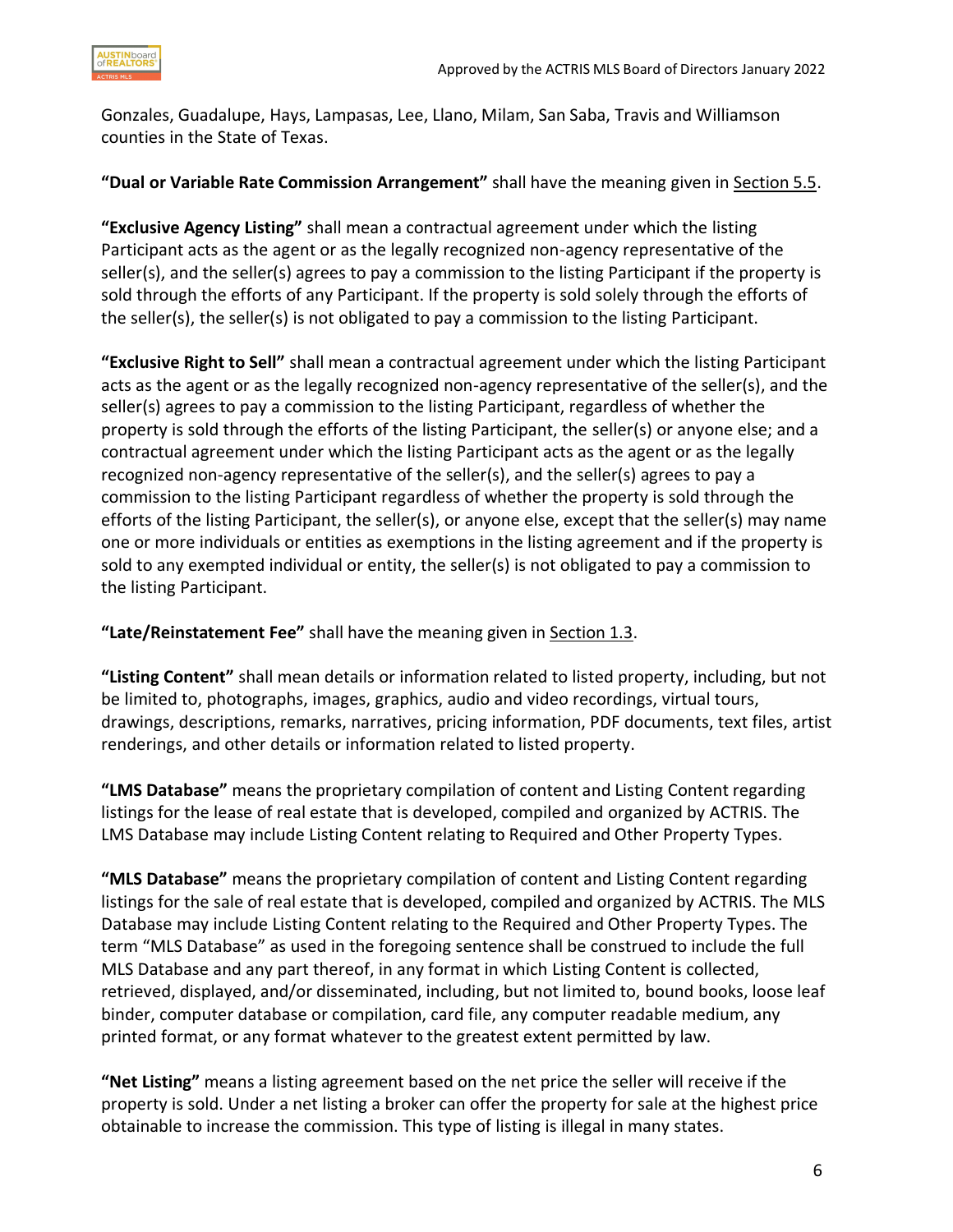Gonzales, Guadalupe, Hays, Lampasas, Lee, Llano, Milam, San Saba, Travis and Williamson counties in the State of Texas.

**"Dual or Variable Rate Commission Arrangement"** shall have the meaning given in Section 5.5.

**"Exclusive Agency Listing"** shall mean a contractual agreement under which the listing Participant acts as the agent or as the legally recognized non-agency representative of the seller(s), and the seller(s) agrees to pay a commission to the listing Participant if the property is sold through the efforts of any Participant. If the property is sold solely through the efforts of the seller(s), the seller(s) is not obligated to pay a commission to the listing Participant.

**"Exclusive Right to Sell"** shall mean a contractual agreement under which the listing Participant acts as the agent or as the legally recognized non-agency representative of the seller(s), and the seller(s) agrees to pay a commission to the listing Participant, regardless of whether the property is sold through the efforts of the listing Participant, the seller(s) or anyone else; and a contractual agreement under which the listing Participant acts as the agent or as the legally recognized non-agency representative of the seller(s), and the seller(s) agrees to pay a commission to the listing Participant regardless of whether the property is sold through the efforts of the listing Participant, the seller(s), or anyone else, except that the seller(s) may name one or more individuals or entities as exemptions in the listing agreement and if the property is sold to any exempted individual or entity, the seller(s) is not obligated to pay a commission to the listing Participant.

**"Late/Reinstatement Fee"** shall have the meaning given in Section 1.3.

**"Listing Content"** shall mean details or information related to listed property, including, but not be limited to, photographs, images, graphics, audio and video recordings, virtual tours, drawings, descriptions, remarks, narratives, pricing information, PDF documents, text files, artist renderings, and other details or information related to listed property.

**"LMS Database"** means the proprietary compilation of content and Listing Content regarding listings for the lease of real estate that is developed, compiled and organized by ACTRIS. The LMS Database may include Listing Content relating to Required and Other Property Types.

**"MLS Database"** means the proprietary compilation of content and Listing Content regarding listings for the sale of real estate that is developed, compiled and organized by ACTRIS. The MLS Database may include Listing Content relating to the Required and Other Property Types. The term "MLS Database" as used in the foregoing sentence shall be construed to include the full MLS Database and any part thereof, in any format in which Listing Content is collected, retrieved, displayed, and/or disseminated, including, but not limited to, bound books, loose leaf binder, computer database or compilation, card file, any computer readable medium, any printed format, or any format whatever to the greatest extent permitted by law.

**"Net Listing"** means a listing agreement based on the net price the seller will receive if the property is sold. Under a net listing a broker can offer the property for sale at the highest price obtainable to increase the commission. This type of listing is illegal in many states.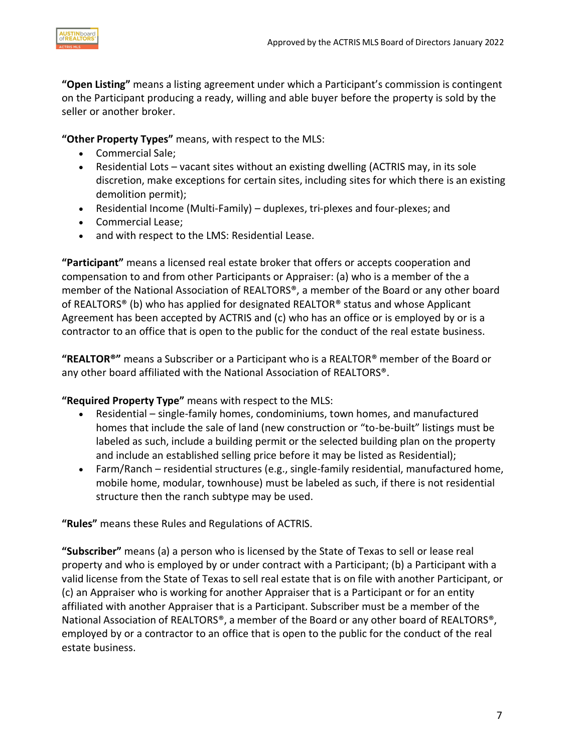**"Open Listing"** means a listing agreement under which a Participant's commission is contingent on the Participant producing a ready, willing and able buyer before the property is sold by the seller or another broker.

**"Other Property Types"** means, with respect to the MLS:

- Commercial Sale;
- Residential Lots – vacant sites without an existing dwelling (ACTRIS may, in its sole discretion, make exceptions for certain sites, including sites for which there is an existing demolition permit);
- Residential Income (Multi-Family) – duplexes, tri-plexes and four-plexes; and
- Commercial Lease;
- and with respect to the LMS: Residential Lease.

**"Participant"** means a licensed real estate broker that offers or accepts cooperation and compensation to and from other Participants or Appraiser: (a) who is a member of the a member of the National Association of REALTORS®, a member of the Board or any other board of REALTORS® (b) who has applied for designated REALTOR® status and whose Applicant Agreement has been accepted by ACTRIS and (c) who has an office or is employed by or is a contractor to an office that is open to the public for the conduct of the real estate business.

**"REALTOR®"** means a Subscriber or a Participant who is a REALTOR® member of the Board or any other board affiliated with the National Association of REALTORS®.

**"Required Property Type"** means with respect to the MLS:

- Residential – single-family homes, condominiums, town homes, and manufactured homes that include the sale of land (new construction or "to-be-built" listings must be labeled as such, include a building permit or the selected building plan on the property and include an established selling price before it may be listed as Residential);
- Farm/Ranch – residential structures (e.g., single-family residential, manufactured home, mobile home, modular, townhouse) must be labeled as such, if there is not residential structure then the ranch subtype may be used.

**"Rules"** means these Rules and Regulations of ACTRIS.

**"Subscriber"** means (a) a person who is licensed by the State of Texas to sell or lease real property and who is employed by or under contract with a Participant; (b) a Participant with a valid license from the State of Texas to sell real estate that is on file with another Participant, or (c) an Appraiser who is working for another Appraiser that is a Participant or for an entity affiliated with another Appraiser that is a Participant. Subscriber must be a member of the National Association of REALTORS®, a member of the Board or any other board of REALTORS®, employed by or a contractor to an office that is open to the public for the conduct of the real estate business.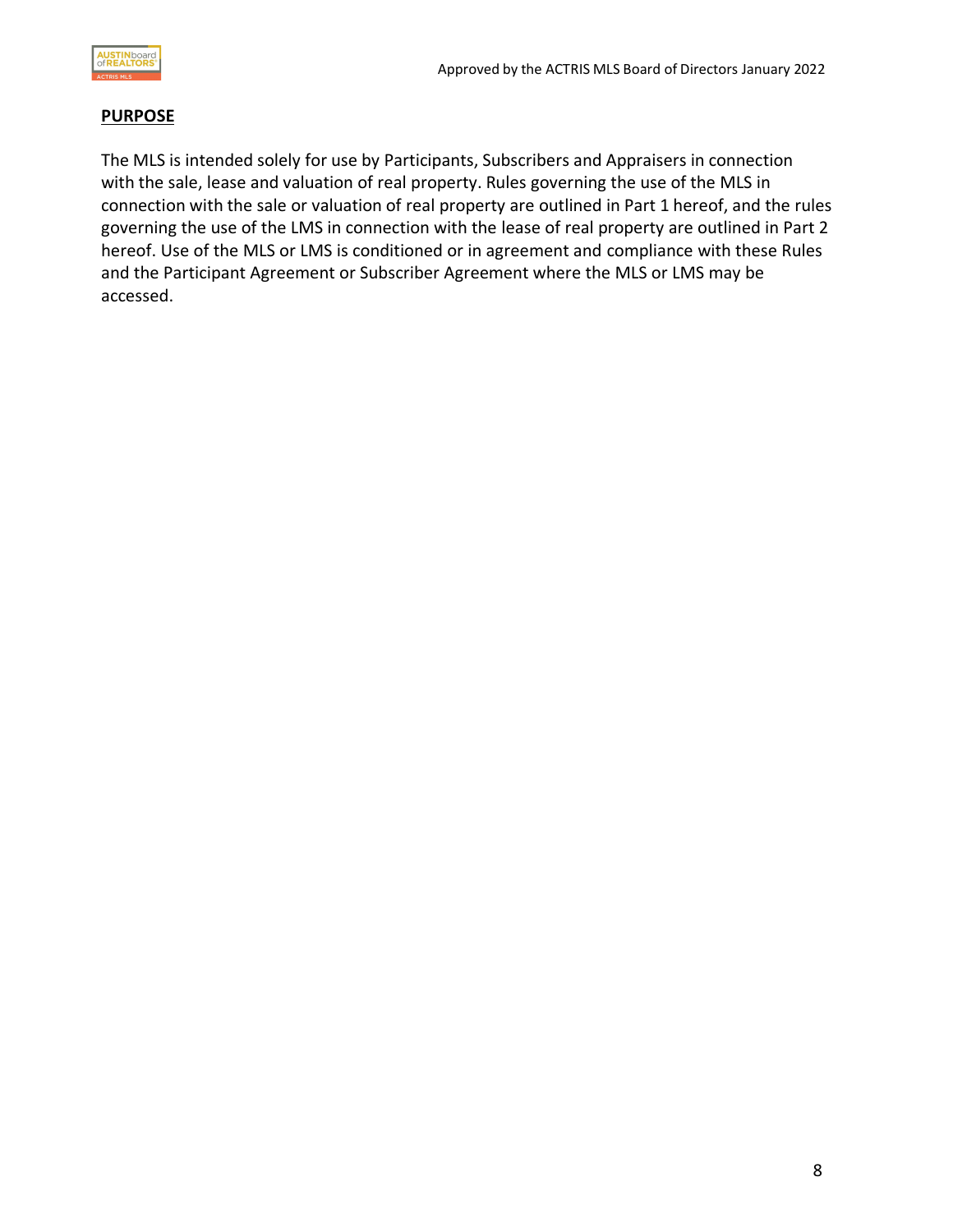## PURPOSE

The MLS is intended solely for use by Participants, Subscribers and Appraisers in connection with the sale, lease and valuation of real property. Rules governing the use of the MLS in connection with the sale or valuation of real property are outlined in Part 1 hereof, and the rules governing the use of the LMS in connection with the lease of real property are outlined in Part 2 hereof. Use of the MLS or LMS is conditioned or in agreement and compliance with these Rules and the Participant Agreement or Subscriber Agreement where the MLS or LMS may be accessed.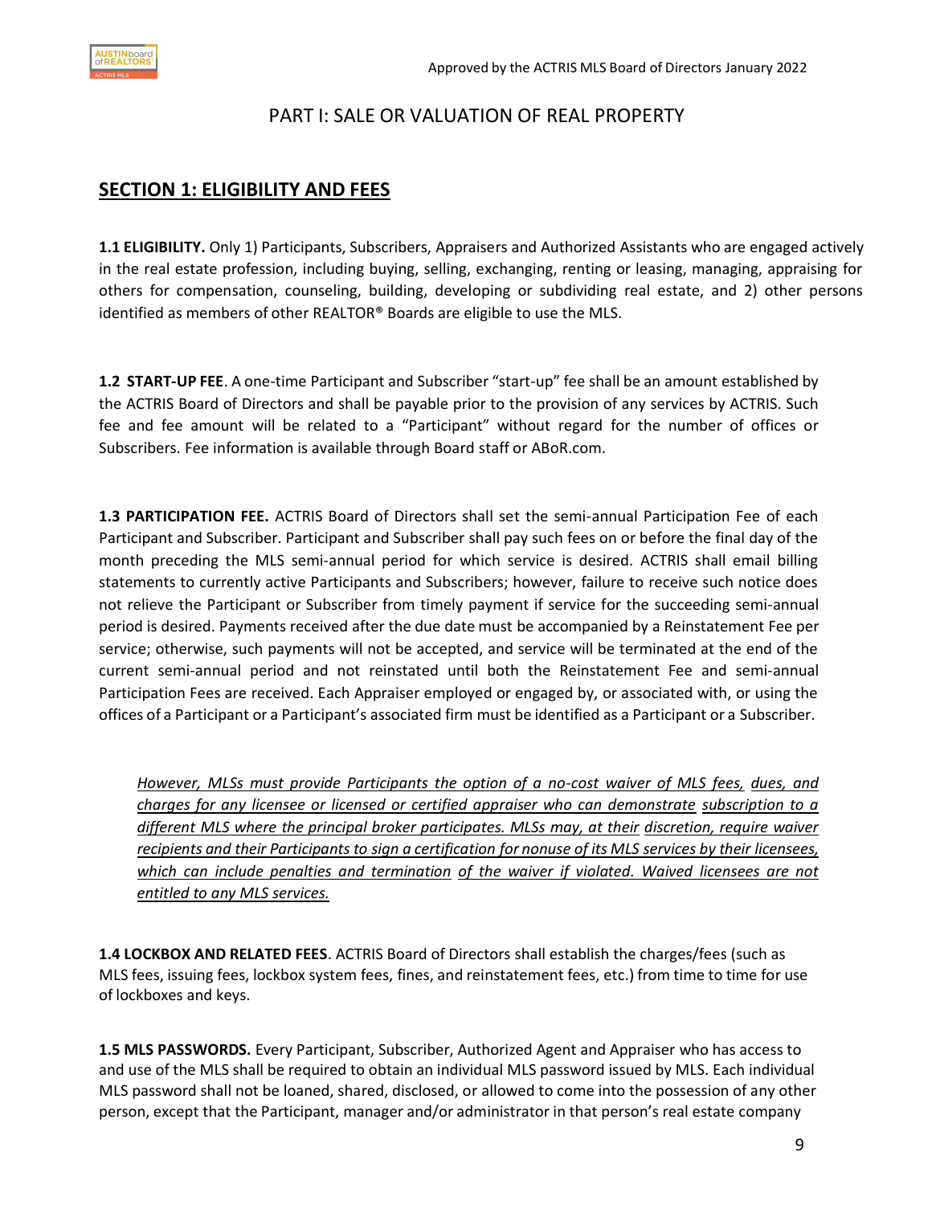# PART I: SALE OR VALUATION OF REAL PROPERTY

## SECTION 1: ELIGIBILITY AND FEES

**1.1 ELIGIBILITY.** Only 1) Participants, Subscribers, Appraisers and Authorized Assistants who are engaged actively in the real estate profession, including buying, selling, exchanging, renting or leasing, managing, appraising for others for compensation, counseling, building, developing or subdividing real estate, and 2) other persons identified as members of other REALTOR® Boards are eligible to use the MLS.

**1.2 START-UP FEE**. A one-time Participant and Subscriber "start-up" fee shall be an amount established by the ACTRIS Board of Directors and shall be payable prior to the provision of any services by ACTRIS. Such fee and fee amount will be related to a "Participant" without regard for the number of offices or Subscribers. Fee information is available through Board staff or ABoR.com.

**1.3 PARTICIPATION FEE.** ACTRIS Board of Directors shall set the semi-annual Participation Fee of each Participant and Subscriber. Participant and Subscriber shall pay such fees on or before the final day of the month preceding the MLS semi-annual period for which service is desired. ACTRIS shall email billing statements to currently active Participants and Subscribers; however, failure to receive such notice does not relieve the Participant or Subscriber from timely payment if service for the succeeding semi-annual period is desired. Payments received after the due date must be accompanied by a Reinstatement Fee per service; otherwise, such payments will not be accepted, and service will be terminated at the end of the current semi-annual period and not reinstated until both the Reinstatement Fee and semi-annual Participation Fees are received. Each Appraiser employed or engaged by, or associated with, or using the offices of a Participant or a Participant's associated firm must be identified as a Participant or a Subscriber.

*However, MLSs must provide Participants the option of a no-cost waiver of MLS fees, dues, and charges for any licensee or licensed or certified appraiser who can demonstrate subscription to a different MLS where the principal broker participates. MLSs may, at their discretion, require waiver recipients and their Participants to sign a certification for nonuse of its MLS services by their licensees, which can include penalties and termination of the waiver if violated. Waived licensees are not entitled to any MLS services.*

**1.4 LOCKBOX AND RELATED FEES**. ACTRIS Board of Directors shall establish the charges/fees (such as MLS fees, issuing fees, lockbox system fees, fines, and reinstatement fees, etc.) from time to time for use of lockboxes and keys.

**1.5 MLS PASSWORDS.** Every Participant, Subscriber, Authorized Agent and Appraiser who has access to and use of the MLS shall be required to obtain an individual MLS password issued by MLS. Each individual MLS password shall not be loaned, shared, disclosed, or allowed to come into the possession of any other person, except that the Participant, manager and/or administrator in that person's real estate company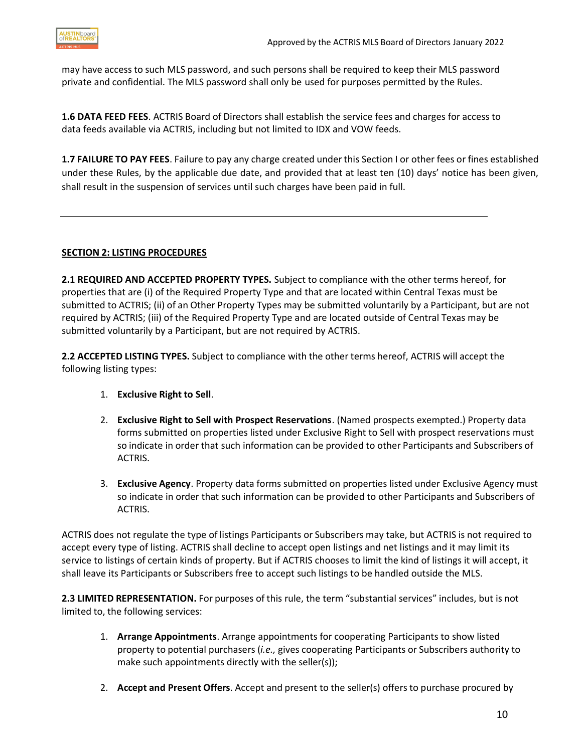may have access to such MLS password, and such persons shall be required to keep their MLS password private and confidential. The MLS password shall only be used for purposes permitted by the Rules.

**1.6 DATA FEED FEES**. ACTRIS Board of Directors shall establish the service fees and charges for access to data feeds available via ACTRIS, including but not limited to IDX and VOW feeds.

**1.7 FAILURE TO PAY FEES**. Failure to pay any charge created under this Section I or other fees or fines established under these Rules, by the applicable due date, and provided that at least ten (10) days' notice has been given, shall result in the suspension of services until such charges have been paid in full.

---

## SECTION 2: LISTING PROCEDURES

**2.1 REQUIRED AND ACCEPTED PROPERTY TYPES.** Subject to compliance with the other terms hereof, for properties that are (i) of the Required Property Type and that are located within Central Texas must be submitted to ACTRIS; (ii) of an Other Property Types may be submitted voluntarily by a Participant, but are not required by ACTRIS; (iii) of the Required Property Type and are located outside of Central Texas may be submitted voluntarily by a Participant, but are not required by ACTRIS.

**2.2 ACCEPTED LISTING TYPES.** Subject to compliance with the other terms hereof, ACTRIS will accept the following listing types:

1. **Exclusive Right to Sell**.
2. **Exclusive Right to Sell with Prospect Reservations**. (Named prospects exempted.) Property data forms submitted on properties listed under Exclusive Right to Sell with prospect reservations must so indicate in order that such information can be provided to other Participants and Subscribers of ACTRIS.
3. **Exclusive Agency**. Property data forms submitted on properties listed under Exclusive Agency must so indicate in order that such information can be provided to other Participants and Subscribers of ACTRIS.

ACTRIS does not regulate the type of listings Participants or Subscribers may take, but ACTRIS is not required to accept every type of listing. ACTRIS shall decline to accept open listings and net listings and it may limit its service to listings of certain kinds of property. But if ACTRIS chooses to limit the kind of listings it will accept, it shall leave its Participants or Subscribers free to accept such listings to be handled outside the MLS.

**2.3 LIMITED REPRESENTATION.** For purposes of this rule, the term "substantial services" includes, but is not limited to, the following services:

1. **Arrange Appointments**. Arrange appointments for cooperating Participants to show listed property to potential purchasers (*i.e.,* gives cooperating Participants or Subscribers authority to make such appointments directly with the seller(s));
2. **Accept and Present Offers**. Accept and present to the seller(s) offers to purchase procured by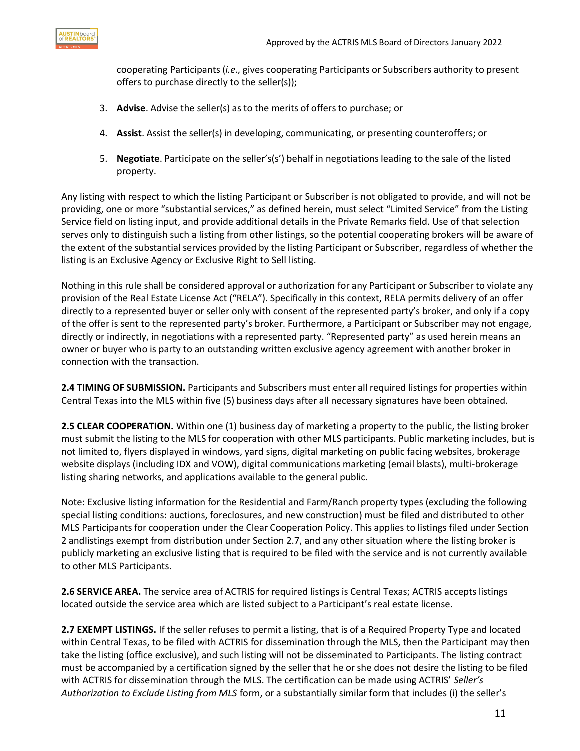cooperating Participants (*i.e.,* gives cooperating Participants or Subscribers authority to present offers to purchase directly to the seller(s));

3. **Advise**. Advise the seller(s) as to the merits of offers to purchase; or
4. **Assist**. Assist the seller(s) in developing, communicating, or presenting counteroffers; or
5. **Negotiate**. Participate on the seller's(s') behalf in negotiations leading to the sale of the listed property.

Any listing with respect to which the listing Participant or Subscriber is not obligated to provide, and will not be providing, one or more "substantial services," as defined herein, must select "Limited Service" from the Listing Service field on listing input, and provide additional details in the Private Remarks field. Use of that selection serves only to distinguish such a listing from other listings, so the potential cooperating brokers will be aware of the extent of the substantial services provided by the listing Participant or Subscriber, regardless of whether the listing is an Exclusive Agency or Exclusive Right to Sell listing.

Nothing in this rule shall be considered approval or authorization for any Participant or Subscriber to violate any provision of the Real Estate License Act ("RELA"). Specifically in this context, RELA permits delivery of an offer directly to a represented buyer or seller only with consent of the represented party's broker, and only if a copy of the offer is sent to the represented party's broker. Furthermore, a Participant or Subscriber may not engage, directly or indirectly, in negotiations with a represented party. "Represented party" as used herein means an owner or buyer who is party to an outstanding written exclusive agency agreement with another broker in connection with the transaction.

**2.4 TIMING OF SUBMISSION.** Participants and Subscribers must enter all required listings for properties within Central Texas into the MLS within five (5) business days after all necessary signatures have been obtained.

**2.5 CLEAR COOPERATION.** Within one (1) business day of marketing a property to the public, the listing broker must submit the listing to the MLS for cooperation with other MLS participants. Public marketing includes, but is not limited to, flyers displayed in windows, yard signs, digital marketing on public facing websites, brokerage website displays (including IDX and VOW), digital communications marketing (email blasts), multi-brokerage listing sharing networks, and applications available to the general public.

Note: Exclusive listing information for the Residential and Farm/Ranch property types (excluding the following special listing conditions: auctions, foreclosures, and new construction) must be filed and distributed to other MLS Participants for cooperation under the Clear Cooperation Policy. This applies to listings filed under Section 2 andlistings exempt from distribution under Section 2.7, and any other situation where the listing broker is publicly marketing an exclusive listing that is required to be filed with the service and is not currently available to other MLS Participants.

**2.6 SERVICE AREA.** The service area of ACTRIS for required listings is Central Texas; ACTRIS accepts listings located outside the service area which are listed subject to a Participant's real estate license.

**2.7 EXEMPT LISTINGS.** If the seller refuses to permit a listing, that is of a Required Property Type and located within Central Texas, to be filed with ACTRIS for dissemination through the MLS, then the Participant may then take the listing (office exclusive), and such listing will not be disseminated to Participants. The listing contract must be accompanied by a certification signed by the seller that he or she does not desire the listing to be filed with ACTRIS for dissemination through the MLS. The certification can be made using ACTRIS' *Seller's Authorization to Exclude Listing from MLS* form, or a substantially similar form that includes (i) the seller's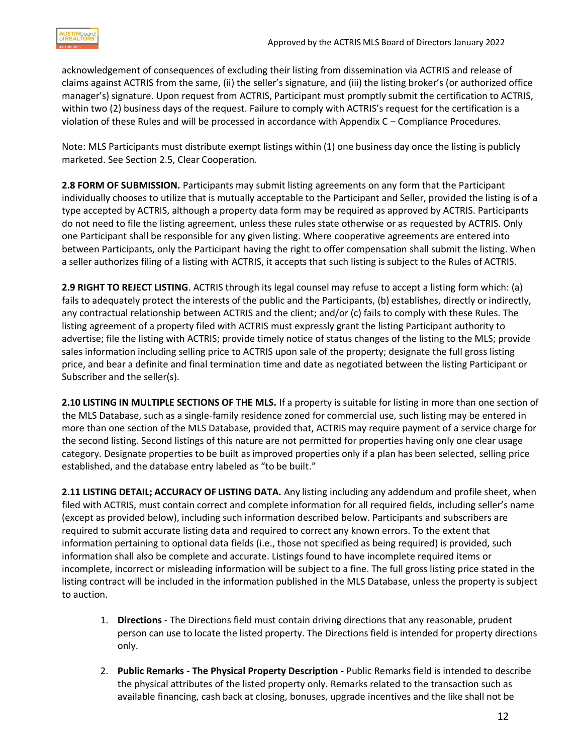acknowledgement of consequences of excluding their listing from dissemination via ACTRIS and release of claims against ACTRIS from the same, (ii) the seller's signature, and (iii) the listing broker's (or authorized office manager's) signature. Upon request from ACTRIS, Participant must promptly submit the certification to ACTRIS, within two (2) business days of the request. Failure to comply with ACTRIS's request for the certification is a violation of these Rules and will be processed in accordance with Appendix C – Compliance Procedures.

Note: MLS Participants must distribute exempt listings within (1) one business day once the listing is publicly marketed. See Section 2.5, Clear Cooperation.

**2.8 FORM OF SUBMISSION.** Participants may submit listing agreements on any form that the Participant individually chooses to utilize that is mutually acceptable to the Participant and Seller, provided the listing is of a type accepted by ACTRIS, although a property data form may be required as approved by ACTRIS. Participants do not need to file the listing agreement, unless these rules state otherwise or as requested by ACTRIS. Only one Participant shall be responsible for any given listing. Where cooperative agreements are entered into between Participants, only the Participant having the right to offer compensation shall submit the listing. When a seller authorizes filing of a listing with ACTRIS, it accepts that such listing is subject to the Rules of ACTRIS.

**2.9 RIGHT TO REJECT LISTING**. ACTRIS through its legal counsel may refuse to accept a listing form which: (a) fails to adequately protect the interests of the public and the Participants, (b) establishes, directly or indirectly, any contractual relationship between ACTRIS and the client; and/or (c) fails to comply with these Rules. The listing agreement of a property filed with ACTRIS must expressly grant the listing Participant authority to advertise; file the listing with ACTRIS; provide timely notice of status changes of the listing to the MLS; provide sales information including selling price to ACTRIS upon sale of the property; designate the full gross listing price, and bear a definite and final termination time and date as negotiated between the listing Participant or Subscriber and the seller(s).

**2.10 LISTING IN MULTIPLE SECTIONS OF THE MLS.** If a property is suitable for listing in more than one section of the MLS Database, such as a single-family residence zoned for commercial use, such listing may be entered in more than one section of the MLS Database, provided that, ACTRIS may require payment of a service charge for the second listing. Second listings of this nature are not permitted for properties having only one clear usage category. Designate properties to be built as improved properties only if a plan has been selected, selling price established, and the database entry labeled as "to be built."

**2.11 LISTING DETAIL; ACCURACY OF LISTING DATA.** Any listing including any addendum and profile sheet, when filed with ACTRIS, must contain correct and complete information for all required fields, including seller's name (except as provided below), including such information described below. Participants and subscribers are required to submit accurate listing data and required to correct any known errors. To the extent that information pertaining to optional data fields (i.e., those not specified as being required) is provided, such information shall also be complete and accurate. Listings found to have incomplete required items or incomplete, incorrect or misleading information will be subject to a fine. The full gross listing price stated in the listing contract will be included in the information published in the MLS Database, unless the property is subject to auction.

1. **Directions** - The Directions field must contain driving directions that any reasonable, prudent person can use to locate the listed property. The Directions field is intended for property directions only.

2. **Public Remarks - The Physical Property Description -** Public Remarks field is intended to describe the physical attributes of the listed property only. Remarks related to the transaction such as available financing, cash back at closing, bonuses, upgrade incentives and the like shall not be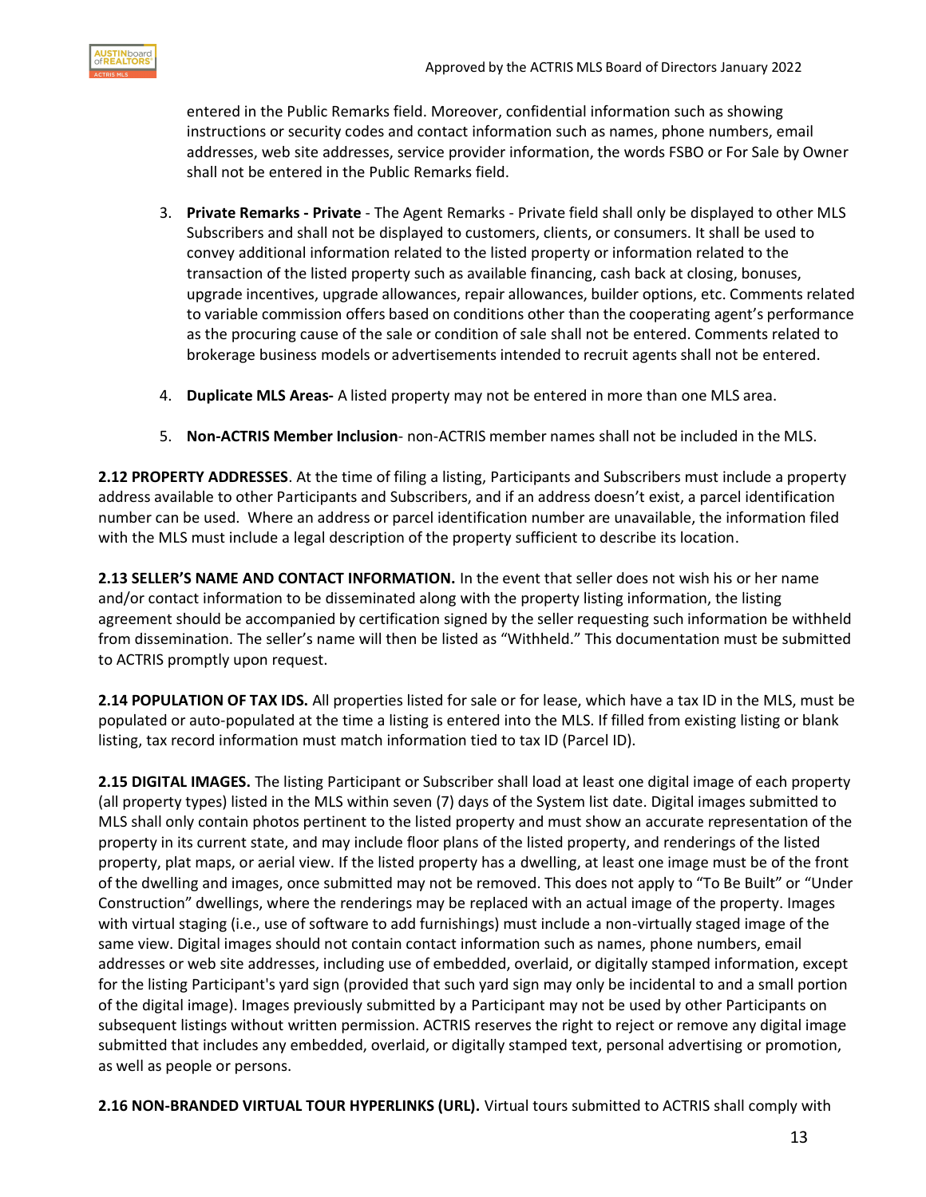entered in the Public Remarks field. Moreover, confidential information such as showing instructions or security codes and contact information such as names, phone numbers, email addresses, web site addresses, service provider information, the words FSBO or For Sale by Owner shall not be entered in the Public Remarks field.

3. **Private Remarks - Private** - The Agent Remarks - Private field shall only be displayed to other MLS Subscribers and shall not be displayed to customers, clients, or consumers. It shall be used to convey additional information related to the listed property or information related to the transaction of the listed property such as available financing, cash back at closing, bonuses, upgrade incentives, upgrade allowances, repair allowances, builder options, etc. Comments related to variable commission offers based on conditions other than the cooperating agent's performance as the procuring cause of the sale or condition of sale shall not be entered. Comments related to brokerage business models or advertisements intended to recruit agents shall not be entered.

4. **Duplicate MLS Areas-** A listed property may not be entered in more than one MLS area.

5. **Non-ACTRIS Member Inclusion**- non-ACTRIS member names shall not be included in the MLS.

**2.12 PROPERTY ADDRESSES**. At the time of filing a listing, Participants and Subscribers must include a property address available to other Participants and Subscribers, and if an address doesn't exist, a parcel identification number can be used. Where an address or parcel identification number are unavailable, the information filed with the MLS must include a legal description of the property sufficient to describe its location.

**2.13 SELLER'S NAME AND CONTACT INFORMATION.** In the event that seller does not wish his or her name and/or contact information to be disseminated along with the property listing information, the listing agreement should be accompanied by certification signed by the seller requesting such information be withheld from dissemination. The seller's name will then be listed as "Withheld." This documentation must be submitted to ACTRIS promptly upon request.

**2.14 POPULATION OF TAX IDS.** All properties listed for sale or for lease, which have a tax ID in the MLS, must be populated or auto-populated at the time a listing is entered into the MLS. If filled from existing listing or blank listing, tax record information must match information tied to tax ID (Parcel ID).

**2.15 DIGITAL IMAGES.** The listing Participant or Subscriber shall load at least one digital image of each property (all property types) listed in the MLS within seven (7) days of the System list date. Digital images submitted to MLS shall only contain photos pertinent to the listed property and must show an accurate representation of the property in its current state, and may include floor plans of the listed property, and renderings of the listed property, plat maps, or aerial view. If the listed property has a dwelling, at least one image must be of the front of the dwelling and images, once submitted may not be removed. This does not apply to "To Be Built" or "Under Construction" dwellings, where the renderings may be replaced with an actual image of the property. Images with virtual staging (i.e., use of software to add furnishings) must include a non-virtually staged image of the same view. Digital images should not contain contact information such as names, phone numbers, email addresses or web site addresses, including use of embedded, overlaid, or digitally stamped information, except for the listing Participant's yard sign (provided that such yard sign may only be incidental to and a small portion of the digital image). Images previously submitted by a Participant may not be used by other Participants on subsequent listings without written permission. ACTRIS reserves the right to reject or remove any digital image submitted that includes any embedded, overlaid, or digitally stamped text, personal advertising or promotion, as well as people or persons.

**2.16 NON-BRANDED VIRTUAL TOUR HYPERLINKS (URL).** Virtual tours submitted to ACTRIS shall comply with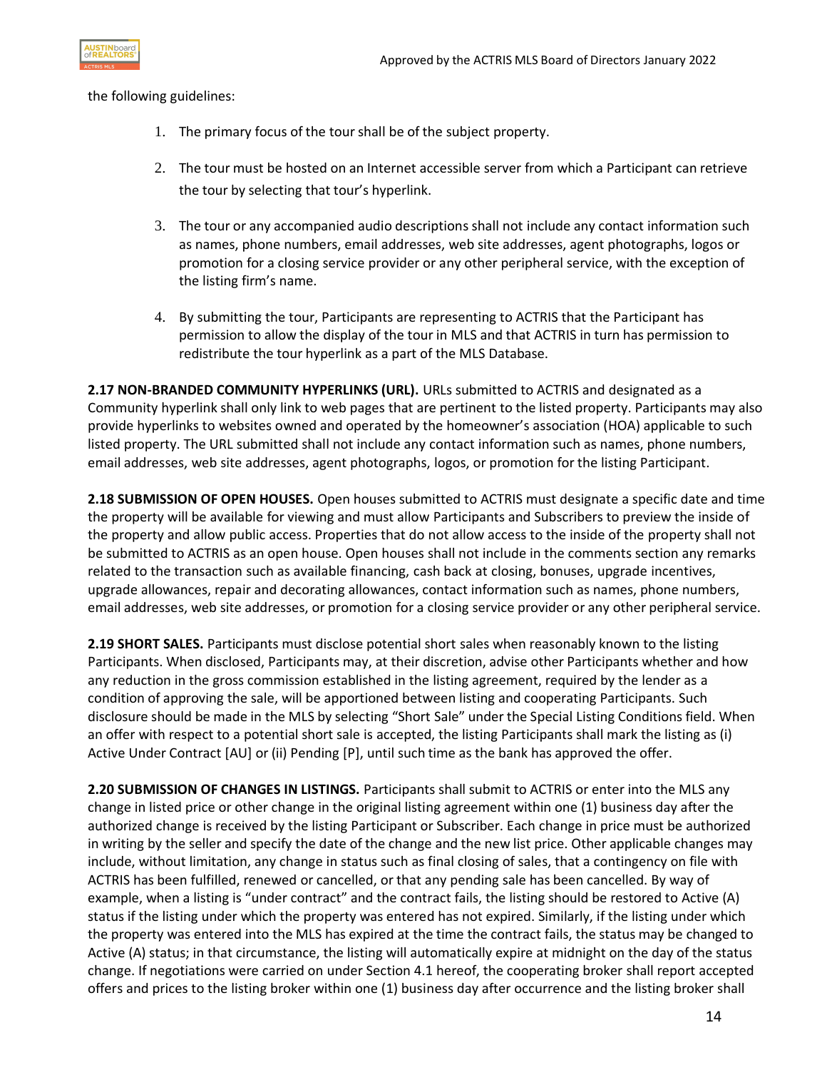the following guidelines:

1. The primary focus of the tour shall be of the subject property.

2. The tour must be hosted on an Internet accessible server from which a Participant can retrieve the tour by selecting that tour's hyperlink.

3. The tour or any accompanied audio descriptions shall not include any contact information such as names, phone numbers, email addresses, web site addresses, agent photographs, logos or promotion for a closing service provider or any other peripheral service, with the exception of the listing firm's name.

4. By submitting the tour, Participants are representing to ACTRIS that the Participant has permission to allow the display of the tour in MLS and that ACTRIS in turn has permission to redistribute the tour hyperlink as a part of the MLS Database.

**2.17 NON-BRANDED COMMUNITY HYPERLINKS (URL).** URLs submitted to ACTRIS and designated as a Community hyperlink shall only link to web pages that are pertinent to the listed property. Participants may also provide hyperlinks to websites owned and operated by the homeowner's association (HOA) applicable to such listed property. The URL submitted shall not include any contact information such as names, phone numbers, email addresses, web site addresses, agent photographs, logos, or promotion for the listing Participant.

**2.18 SUBMISSION OF OPEN HOUSES.** Open houses submitted to ACTRIS must designate a specific date and time the property will be available for viewing and must allow Participants and Subscribers to preview the inside of the property and allow public access. Properties that do not allow access to the inside of the property shall not be submitted to ACTRIS as an open house. Open houses shall not include in the comments section any remarks related to the transaction such as available financing, cash back at closing, bonuses, upgrade incentives, upgrade allowances, repair and decorating allowances, contact information such as names, phone numbers, email addresses, web site addresses, or promotion for a closing service provider or any other peripheral service.

**2.19 SHORT SALES.** Participants must disclose potential short sales when reasonably known to the listing Participants. When disclosed, Participants may, at their discretion, advise other Participants whether and how any reduction in the gross commission established in the listing agreement, required by the lender as a condition of approving the sale, will be apportioned between listing and cooperating Participants. Such disclosure should be made in the MLS by selecting "Short Sale" under the Special Listing Conditions field. When an offer with respect to a potential short sale is accepted, the listing Participants shall mark the listing as (i) Active Under Contract [AU] or (ii) Pending [P], until such time as the bank has approved the offer.

**2.20 SUBMISSION OF CHANGES IN LISTINGS.** Participants shall submit to ACTRIS or enter into the MLS any change in listed price or other change in the original listing agreement within one (1) business day after the authorized change is received by the listing Participant or Subscriber. Each change in price must be authorized in writing by the seller and specify the date of the change and the new list price. Other applicable changes may include, without limitation, any change in status such as final closing of sales, that a contingency on file with ACTRIS has been fulfilled, renewed or cancelled, or that any pending sale has been cancelled. By way of example, when a listing is "under contract" and the contract fails, the listing should be restored to Active (A) status if the listing under which the property was entered has not expired. Similarly, if the listing under which the property was entered into the MLS has expired at the time the contract fails, the status may be changed to Active (A) status; in that circumstance, the listing will automatically expire at midnight on the day of the status change. If negotiations were carried on under Section 4.1 hereof, the cooperating broker shall report accepted offers and prices to the listing broker within one (1) business day after occurrence and the listing broker shall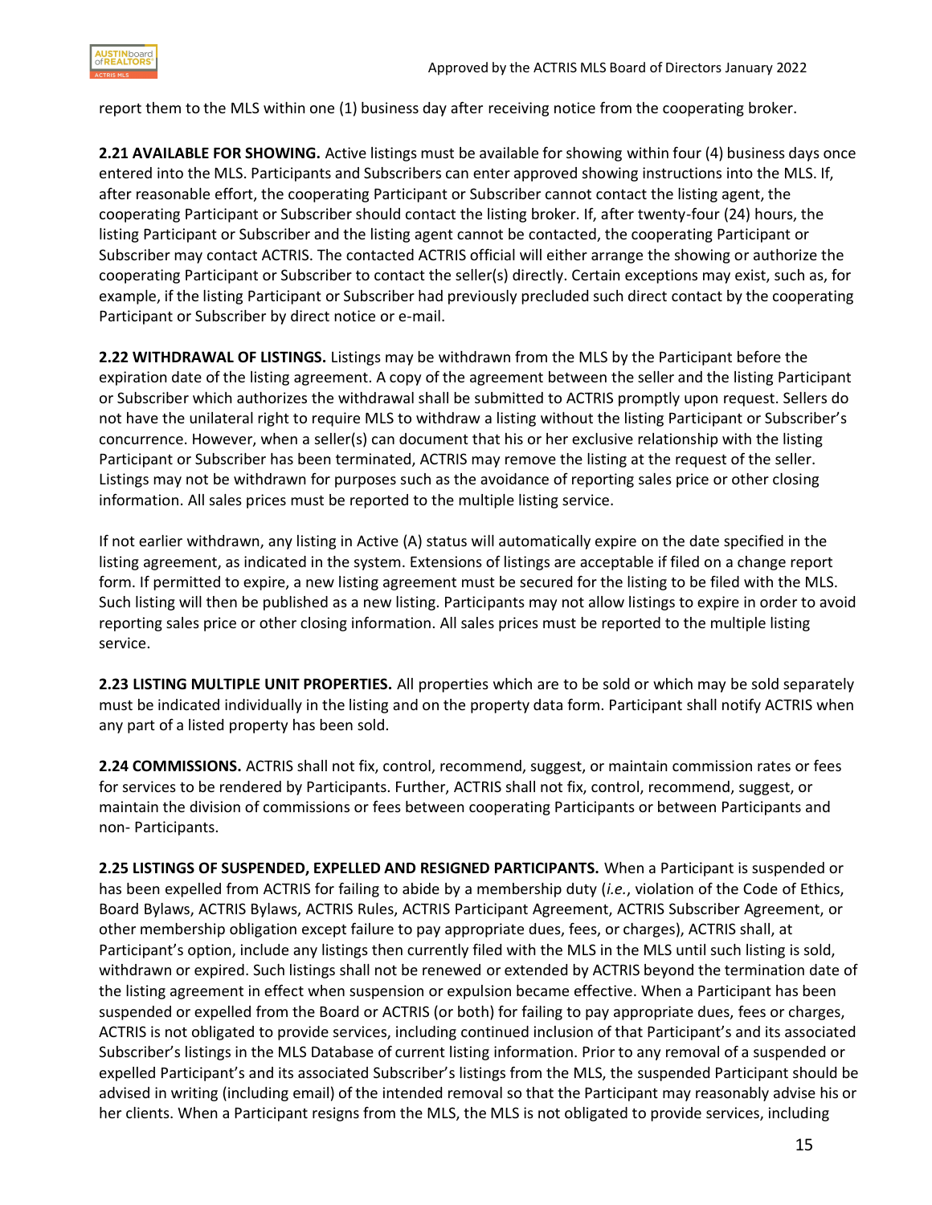report them to the MLS within one (1) business day after receiving notice from the cooperating broker.

**2.21 AVAILABLE FOR SHOWING.** Active listings must be available for showing within four (4) business days once entered into the MLS. Participants and Subscribers can enter approved showing instructions into the MLS. If, after reasonable effort, the cooperating Participant or Subscriber cannot contact the listing agent, the cooperating Participant or Subscriber should contact the listing broker. If, after twenty-four (24) hours, the listing Participant or Subscriber and the listing agent cannot be contacted, the cooperating Participant or Subscriber may contact ACTRIS. The contacted ACTRIS official will either arrange the showing or authorize the cooperating Participant or Subscriber to contact the seller(s) directly. Certain exceptions may exist, such as, for example, if the listing Participant or Subscriber had previously precluded such direct contact by the cooperating Participant or Subscriber by direct notice or e-mail.

**2.22 WITHDRAWAL OF LISTINGS.** Listings may be withdrawn from the MLS by the Participant before the expiration date of the listing agreement. A copy of the agreement between the seller and the listing Participant or Subscriber which authorizes the withdrawal shall be submitted to ACTRIS promptly upon request. Sellers do not have the unilateral right to require MLS to withdraw a listing without the listing Participant or Subscriber's concurrence. However, when a seller(s) can document that his or her exclusive relationship with the listing Participant or Subscriber has been terminated, ACTRIS may remove the listing at the request of the seller. Listings may not be withdrawn for purposes such as the avoidance of reporting sales price or other closing information. All sales prices must be reported to the multiple listing service.

If not earlier withdrawn, any listing in Active (A) status will automatically expire on the date specified in the listing agreement, as indicated in the system. Extensions of listings are acceptable if filed on a change report form. If permitted to expire, a new listing agreement must be secured for the listing to be filed with the MLS. Such listing will then be published as a new listing. Participants may not allow listings to expire in order to avoid reporting sales price or other closing information. All sales prices must be reported to the multiple listing service.

**2.23 LISTING MULTIPLE UNIT PROPERTIES.** All properties which are to be sold or which may be sold separately must be indicated individually in the listing and on the property data form. Participant shall notify ACTRIS when any part of a listed property has been sold.

**2.24 COMMISSIONS.** ACTRIS shall not fix, control, recommend, suggest, or maintain commission rates or fees for services to be rendered by Participants. Further, ACTRIS shall not fix, control, recommend, suggest, or maintain the division of commissions or fees between cooperating Participants or between Participants and non- Participants.

**2.25 LISTINGS OF SUSPENDED, EXPELLED AND RESIGNED PARTICIPANTS.** When a Participant is suspended or has been expelled from ACTRIS for failing to abide by a membership duty (*i.e.*, violation of the Code of Ethics, Board Bylaws, ACTRIS Bylaws, ACTRIS Rules, ACTRIS Participant Agreement, ACTRIS Subscriber Agreement, or other membership obligation except failure to pay appropriate dues, fees, or charges), ACTRIS shall, at Participant's option, include any listings then currently filed with the MLS in the MLS until such listing is sold, withdrawn or expired. Such listings shall not be renewed or extended by ACTRIS beyond the termination date of the listing agreement in effect when suspension or expulsion became effective. When a Participant has been suspended or expelled from the Board or ACTRIS (or both) for failing to pay appropriate dues, fees or charges, ACTRIS is not obligated to provide services, including continued inclusion of that Participant's and its associated Subscriber's listings in the MLS Database of current listing information. Prior to any removal of a suspended or expelled Participant's and its associated Subscriber's listings from the MLS, the suspended Participant should be advised in writing (including email) of the intended removal so that the Participant may reasonably advise his or her clients. When a Participant resigns from the MLS, the MLS is not obligated to provide services, including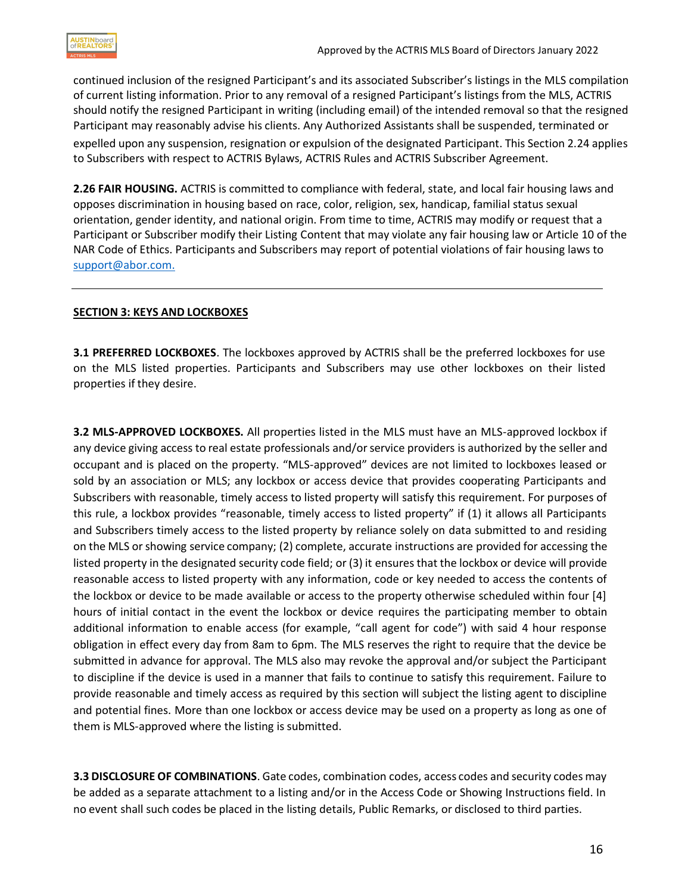continued inclusion of the resigned Participant's and its associated Subscriber's listings in the MLS compilation of current listing information. Prior to any removal of a resigned Participant's listings from the MLS, ACTRIS should notify the resigned Participant in writing (including email) of the intended removal so that the resigned Participant may reasonably advise his clients. Any Authorized Assistants shall be suspended, terminated or expelled upon any suspension, resignation or expulsion of the designated Participant. This Section 2.24 applies to Subscribers with respect to ACTRIS Bylaws, ACTRIS Rules and ACTRIS Subscriber Agreement.

**2.26 FAIR HOUSING.** ACTRIS is committed to compliance with federal, state, and local fair housing laws and opposes discrimination in housing based on race, color, religion, sex, handicap, familial status sexual orientation, gender identity, and national origin. From time to time, ACTRIS may modify or request that a Participant or Subscriber modify their Listing Content that may violate any fair housing law or Article 10 of the NAR Code of Ethics. Participants and Subscribers may report of potential violations of fair housing laws to support@abor.com.

---

## SECTION 3: KEYS AND LOCKBOXES

**3.1 PREFERRED LOCKBOXES**. The lockboxes approved by ACTRIS shall be the preferred lockboxes for use on the MLS listed properties. Participants and Subscribers may use other lockboxes on their listed properties if they desire.

**3.2 MLS-APPROVED LOCKBOXES.** All properties listed in the MLS must have an MLS-approved lockbox if any device giving access to real estate professionals and/or service providers is authorized by the seller and occupant and is placed on the property. "MLS-approved" devices are not limited to lockboxes leased or sold by an association or MLS; any lockbox or access device that provides cooperating Participants and Subscribers with reasonable, timely access to listed property will satisfy this requirement. For purposes of this rule, a lockbox provides "reasonable, timely access to listed property" if (1) it allows all Participants and Subscribers timely access to the listed property by reliance solely on data submitted to and residing on the MLS or showing service company; (2) complete, accurate instructions are provided for accessing the listed property in the designated security code field; or (3) it ensures that the lockbox or device will provide reasonable access to listed property with any information, code or key needed to access the contents of the lockbox or device to be made available or access to the property otherwise scheduled within four [4] hours of initial contact in the event the lockbox or device requires the participating member to obtain additional information to enable access (for example, "call agent for code") with said 4 hour response obligation in effect every day from 8am to 6pm. The MLS reserves the right to require that the device be submitted in advance for approval. The MLS also may revoke the approval and/or subject the Participant to discipline if the device is used in a manner that fails to continue to satisfy this requirement. Failure to provide reasonable and timely access as required by this section will subject the listing agent to discipline and potential fines. More than one lockbox or access device may be used on a property as long as one of them is MLS-approved where the listing is submitted.

**3.3 DISCLOSURE OF COMBINATIONS**. Gate codes, combination codes, access codes and security codes may be added as a separate attachment to a listing and/or in the Access Code or Showing Instructions field. In no event shall such codes be placed in the listing details, Public Remarks, or disclosed to third parties.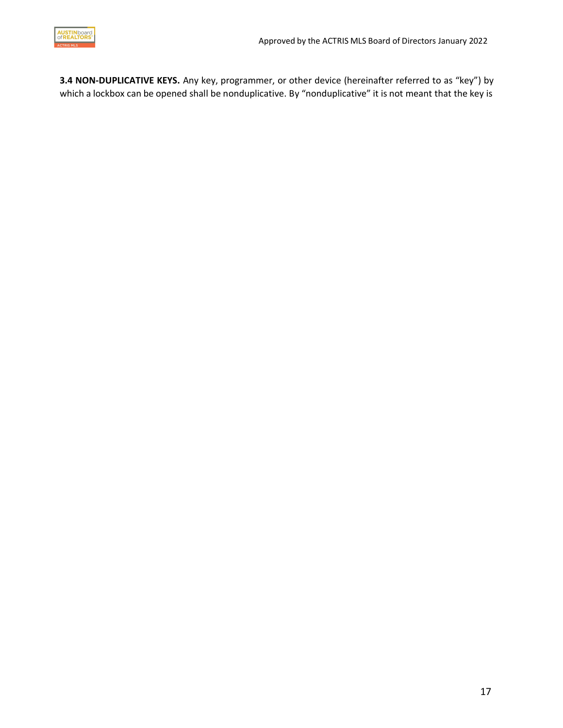**3.4 NON-DUPLICATIVE KEYS.** Any key, programmer, or other device (hereinafter referred to as "key") by which a lockbox can be opened shall be nonduplicative. By "nonduplicative" it is not meant that the key is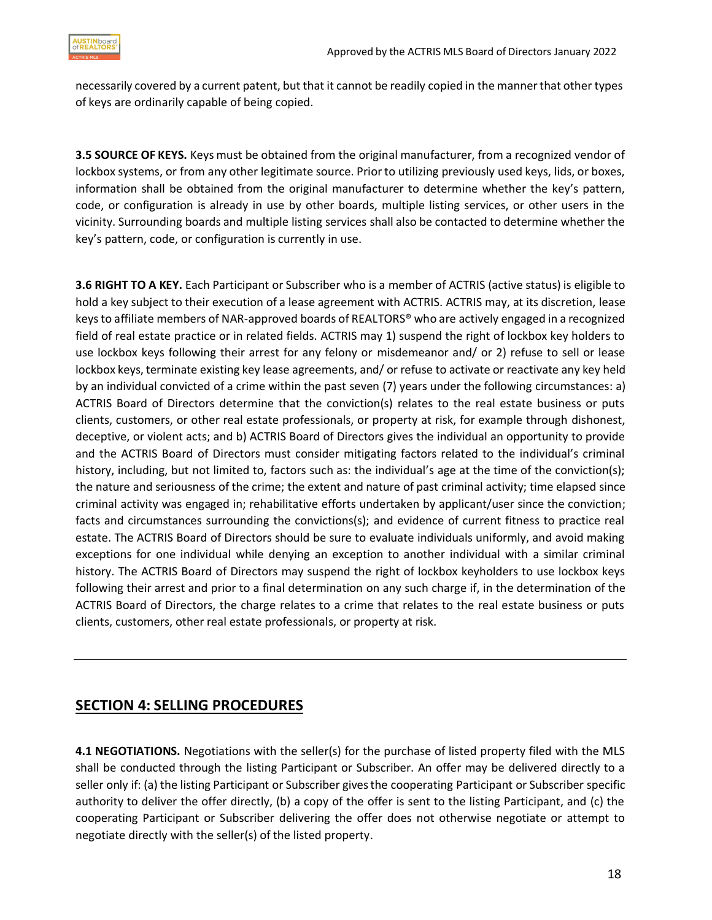necessarily covered by a current patent, but that it cannot be readily copied in the manner that other types of keys are ordinarily capable of being copied.

**3.5 SOURCE OF KEYS.** Keys must be obtained from the original manufacturer, from a recognized vendor of lockbox systems, or from any other legitimate source. Prior to utilizing previously used keys, lids, or boxes, information shall be obtained from the original manufacturer to determine whether the key's pattern, code, or configuration is already in use by other boards, multiple listing services, or other users in the vicinity. Surrounding boards and multiple listing services shall also be contacted to determine whether the key's pattern, code, or configuration is currently in use.

**3.6 RIGHT TO A KEY.** Each Participant or Subscriber who is a member of ACTRIS (active status) is eligible to hold a key subject to their execution of a lease agreement with ACTRIS. ACTRIS may, at its discretion, lease keys to affiliate members of NAR-approved boards of REALTORS® who are actively engaged in a recognized field of real estate practice or in related fields. ACTRIS may 1) suspend the right of lockbox key holders to use lockbox keys following their arrest for any felony or misdemeanor and/ or 2) refuse to sell or lease lockbox keys, terminate existing key lease agreements, and/ or refuse to activate or reactivate any key held by an individual convicted of a crime within the past seven (7) years under the following circumstances: a) ACTRIS Board of Directors determine that the conviction(s) relates to the real estate business or puts clients, customers, or other real estate professionals, or property at risk, for example through dishonest, deceptive, or violent acts; and b) ACTRIS Board of Directors gives the individual an opportunity to provide and the ACTRIS Board of Directors must consider mitigating factors related to the individual's criminal history, including, but not limited to, factors such as: the individual's age at the time of the conviction(s); the nature and seriousness of the crime; the extent and nature of past criminal activity; time elapsed since criminal activity was engaged in; rehabilitative efforts undertaken by applicant/user since the conviction; facts and circumstances surrounding the convictions(s); and evidence of current fitness to practice real estate. The ACTRIS Board of Directors should be sure to evaluate individuals uniformly, and avoid making exceptions for one individual while denying an exception to another individual with a similar criminal history. The ACTRIS Board of Directors may suspend the right of lockbox keyholders to use lockbox keys following their arrest and prior to a final determination on any such charge if, in the determination of the ACTRIS Board of Directors, the charge relates to a crime that relates to the real estate business or puts clients, customers, other real estate professionals, or property at risk.

---

## SECTION 4: SELLING PROCEDURES

**4.1 NEGOTIATIONS.** Negotiations with the seller(s) for the purchase of listed property filed with the MLS shall be conducted through the listing Participant or Subscriber. An offer may be delivered directly to a seller only if: (a) the listing Participant or Subscriber gives the cooperating Participant or Subscriber specific authority to deliver the offer directly, (b) a copy of the offer is sent to the listing Participant, and (c) the cooperating Participant or Subscriber delivering the offer does not otherwise negotiate or attempt to negotiate directly with the seller(s) of the listed property.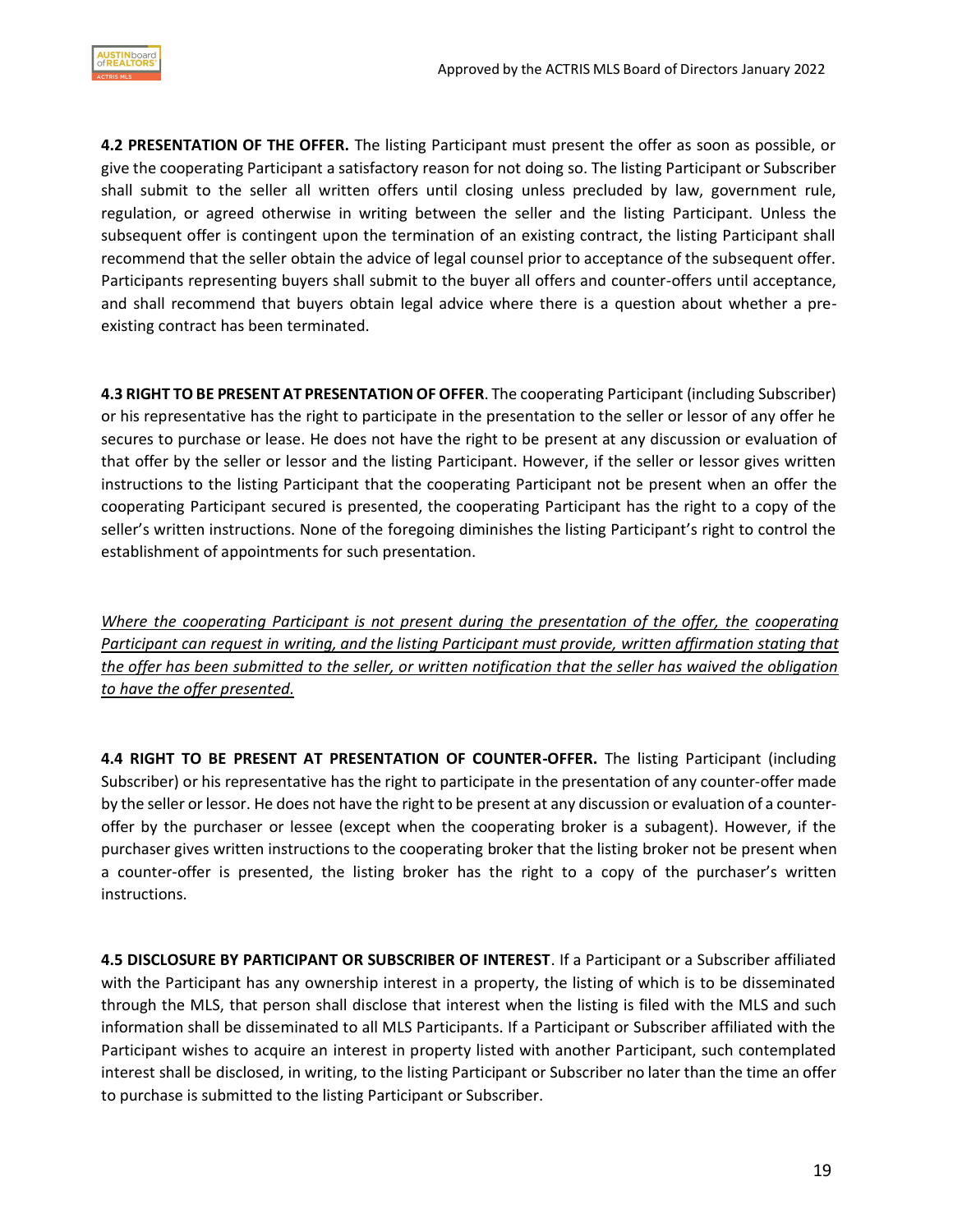**4.2 PRESENTATION OF THE OFFER.** The listing Participant must present the offer as soon as possible, or give the cooperating Participant a satisfactory reason for not doing so. The listing Participant or Subscriber shall submit to the seller all written offers until closing unless precluded by law, government rule, regulation, or agreed otherwise in writing between the seller and the listing Participant. Unless the subsequent offer is contingent upon the termination of an existing contract, the listing Participant shall recommend that the seller obtain the advice of legal counsel prior to acceptance of the subsequent offer. Participants representing buyers shall submit to the buyer all offers and counter-offers until acceptance, and shall recommend that buyers obtain legal advice where there is a question about whether a pre-existing contract has been terminated.

**4.3 RIGHT TO BE PRESENT AT PRESENTATION OF OFFER**. The cooperating Participant (including Subscriber) or his representative has the right to participate in the presentation to the seller or lessor of any offer he secures to purchase or lease. He does not have the right to be present at any discussion or evaluation of that offer by the seller or lessor and the listing Participant. However, if the seller or lessor gives written instructions to the listing Participant that the cooperating Participant not be present when an offer the cooperating Participant secured is presented, the cooperating Participant has the right to a copy of the seller's written instructions. None of the foregoing diminishes the listing Participant's right to control the establishment of appointments for such presentation.

*<u>Where the cooperating Participant is not present during the presentation of the offer, the cooperating Participant can request in writing, and the listing Participant must provide, written affirmation stating that the offer has been submitted to the seller, or written notification that the seller has waived the obligation to have the offer presented.</u>*

**4.4 RIGHT TO BE PRESENT AT PRESENTATION OF COUNTER-OFFER.** The listing Participant (including Subscriber) or his representative has the right to participate in the presentation of any counter-offer made by the seller or lessor. He does not have the right to be present at any discussion or evaluation of a counter-offer by the purchaser or lessee (except when the cooperating broker is a subagent). However, if the purchaser gives written instructions to the cooperating broker that the listing broker not be present when a counter-offer is presented, the listing broker has the right to a copy of the purchaser's written instructions.

**4.5 DISCLOSURE BY PARTICIPANT OR SUBSCRIBER OF INTEREST**. If a Participant or a Subscriber affiliated with the Participant has any ownership interest in a property, the listing of which is to be disseminated through the MLS, that person shall disclose that interest when the listing is filed with the MLS and such information shall be disseminated to all MLS Participants. If a Participant or Subscriber affiliated with the Participant wishes to acquire an interest in property listed with another Participant, such contemplated interest shall be disclosed, in writing, to the listing Participant or Subscriber no later than the time an offer to purchase is submitted to the listing Participant or Subscriber.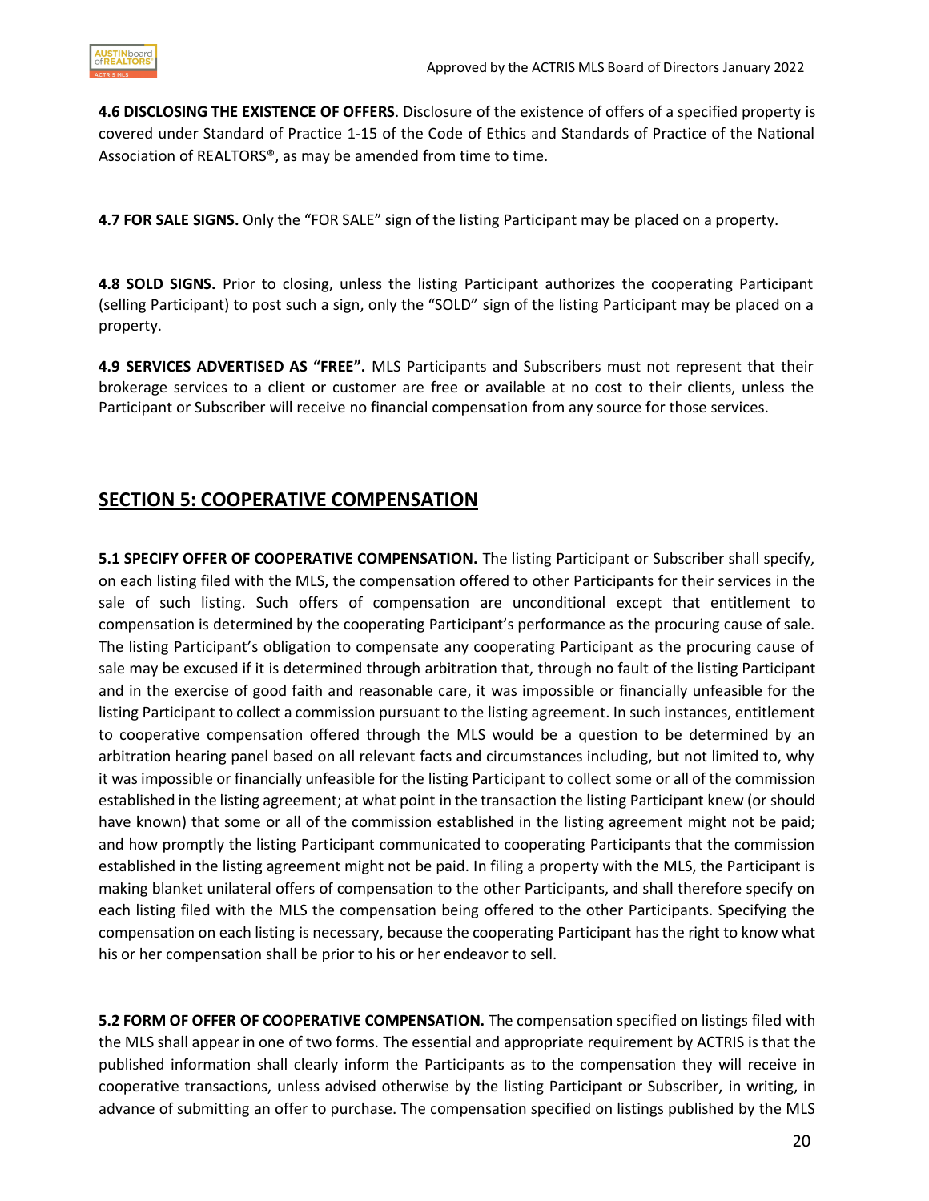**4.6 DISCLOSING THE EXISTENCE OF OFFERS**. Disclosure of the existence of offers of a specified property is covered under Standard of Practice 1-15 of the Code of Ethics and Standards of Practice of the National Association of REALTORS®, as may be amended from time to time.

**4.7 FOR SALE SIGNS.** Only the "FOR SALE" sign of the listing Participant may be placed on a property.

**4.8 SOLD SIGNS.** Prior to closing, unless the listing Participant authorizes the cooperating Participant (selling Participant) to post such a sign, only the "SOLD" sign of the listing Participant may be placed on a property.

**4.9 SERVICES ADVERTISED AS "FREE".** MLS Participants and Subscribers must not represent that their brokerage services to a client or customer are free or available at no cost to their clients, unless the Participant or Subscriber will receive no financial compensation from any source for those services.

---

## SECTION 5: COOPERATIVE COMPENSATION

**5.1 SPECIFY OFFER OF COOPERATIVE COMPENSATION.** The listing Participant or Subscriber shall specify, on each listing filed with the MLS, the compensation offered to other Participants for their services in the sale of such listing. Such offers of compensation are unconditional except that entitlement to compensation is determined by the cooperating Participant's performance as the procuring cause of sale. The listing Participant's obligation to compensate any cooperating Participant as the procuring cause of sale may be excused if it is determined through arbitration that, through no fault of the listing Participant and in the exercise of good faith and reasonable care, it was impossible or financially unfeasible for the listing Participant to collect a commission pursuant to the listing agreement. In such instances, entitlement to cooperative compensation offered through the MLS would be a question to be determined by an arbitration hearing panel based on all relevant facts and circumstances including, but not limited to, why it was impossible or financially unfeasible for the listing Participant to collect some or all of the commission established in the listing agreement; at what point in the transaction the listing Participant knew (or should have known) that some or all of the commission established in the listing agreement might not be paid; and how promptly the listing Participant communicated to cooperating Participants that the commission established in the listing agreement might not be paid. In filing a property with the MLS, the Participant is making blanket unilateral offers of compensation to the other Participants, and shall therefore specify on each listing filed with the MLS the compensation being offered to the other Participants. Specifying the compensation on each listing is necessary, because the cooperating Participant has the right to know what his or her compensation shall be prior to his or her endeavor to sell.

**5.2 FORM OF OFFER OF COOPERATIVE COMPENSATION.** The compensation specified on listings filed with the MLS shall appear in one of two forms. The essential and appropriate requirement by ACTRIS is that the published information shall clearly inform the Participants as to the compensation they will receive in cooperative transactions, unless advised otherwise by the listing Participant or Subscriber, in writing, in advance of submitting an offer to purchase. The compensation specified on listings published by the MLS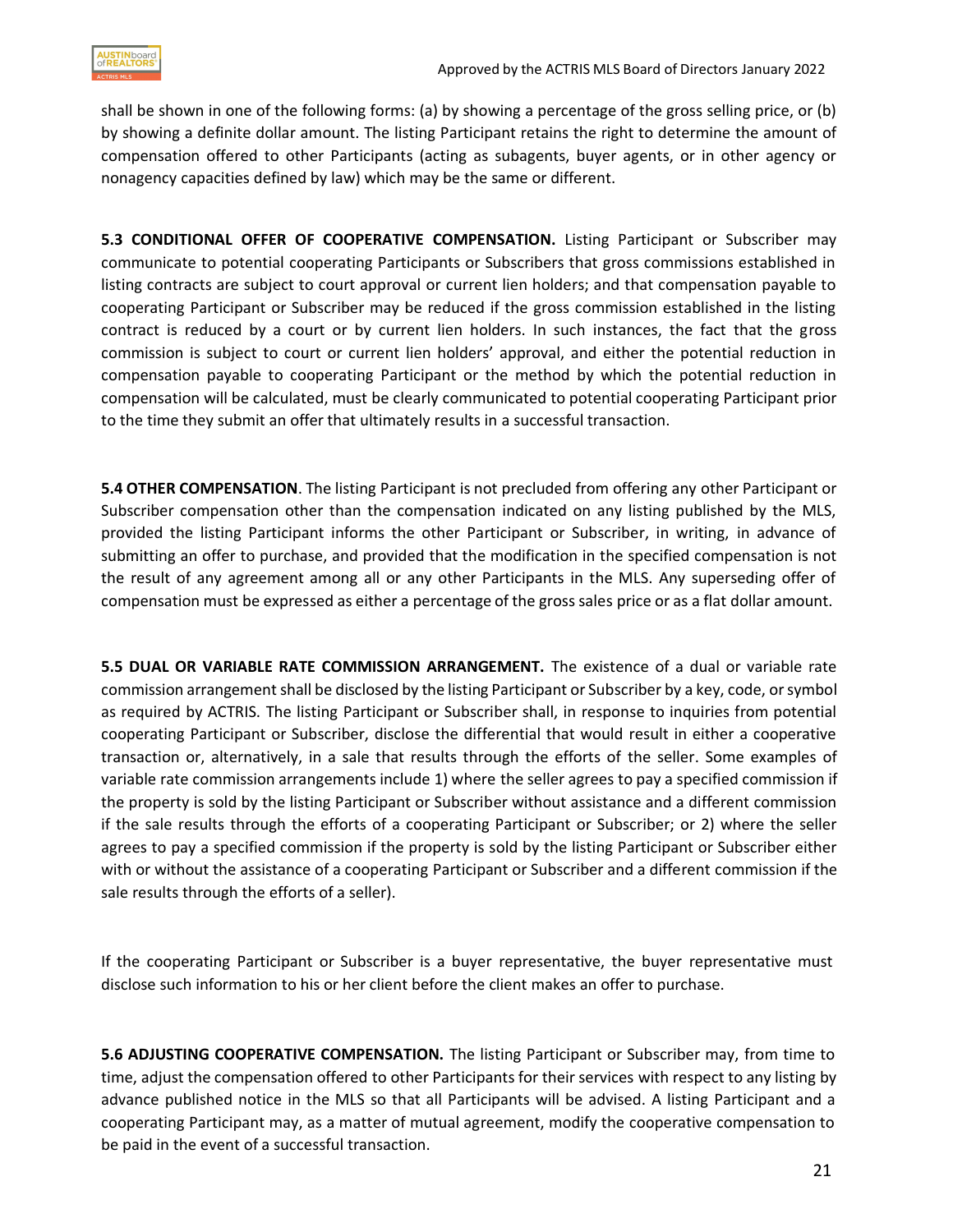shall be shown in one of the following forms: (a) by showing a percentage of the gross selling price, or (b) by showing a definite dollar amount. The listing Participant retains the right to determine the amount of compensation offered to other Participants (acting as subagents, buyer agents, or in other agency or nonagency capacities defined by law) which may be the same or different.

**5.3 CONDITIONAL OFFER OF COOPERATIVE COMPENSATION.** Listing Participant or Subscriber may communicate to potential cooperating Participants or Subscribers that gross commissions established in listing contracts are subject to court approval or current lien holders; and that compensation payable to cooperating Participant or Subscriber may be reduced if the gross commission established in the listing contract is reduced by a court or by current lien holders. In such instances, the fact that the gross commission is subject to court or current lien holders' approval, and either the potential reduction in compensation payable to cooperating Participant or the method by which the potential reduction in compensation will be calculated, must be clearly communicated to potential cooperating Participant prior to the time they submit an offer that ultimately results in a successful transaction.

**5.4 OTHER COMPENSATION**. The listing Participant is not precluded from offering any other Participant or Subscriber compensation other than the compensation indicated on any listing published by the MLS, provided the listing Participant informs the other Participant or Subscriber, in writing, in advance of submitting an offer to purchase, and provided that the modification in the specified compensation is not the result of any agreement among all or any other Participants in the MLS. Any superseding offer of compensation must be expressed as either a percentage of the gross sales price or as a flat dollar amount.

**5.5 DUAL OR VARIABLE RATE COMMISSION ARRANGEMENT.** The existence of a dual or variable rate commission arrangement shall be disclosed by the listing Participant or Subscriber by a key, code, or symbol as required by ACTRIS. The listing Participant or Subscriber shall, in response to inquiries from potential cooperating Participant or Subscriber, disclose the differential that would result in either a cooperative transaction or, alternatively, in a sale that results through the efforts of the seller. Some examples of variable rate commission arrangements include 1) where the seller agrees to pay a specified commission if the property is sold by the listing Participant or Subscriber without assistance and a different commission if the sale results through the efforts of a cooperating Participant or Subscriber; or 2) where the seller agrees to pay a specified commission if the property is sold by the listing Participant or Subscriber either with or without the assistance of a cooperating Participant or Subscriber and a different commission if the sale results through the efforts of a seller).

If the cooperating Participant or Subscriber is a buyer representative, the buyer representative must disclose such information to his or her client before the client makes an offer to purchase.

**5.6 ADJUSTING COOPERATIVE COMPENSATION.** The listing Participant or Subscriber may, from time to time, adjust the compensation offered to other Participants for their services with respect to any listing by advance published notice in the MLS so that all Participants will be advised. A listing Participant and a cooperating Participant may, as a matter of mutual agreement, modify the cooperative compensation to be paid in the event of a successful transaction.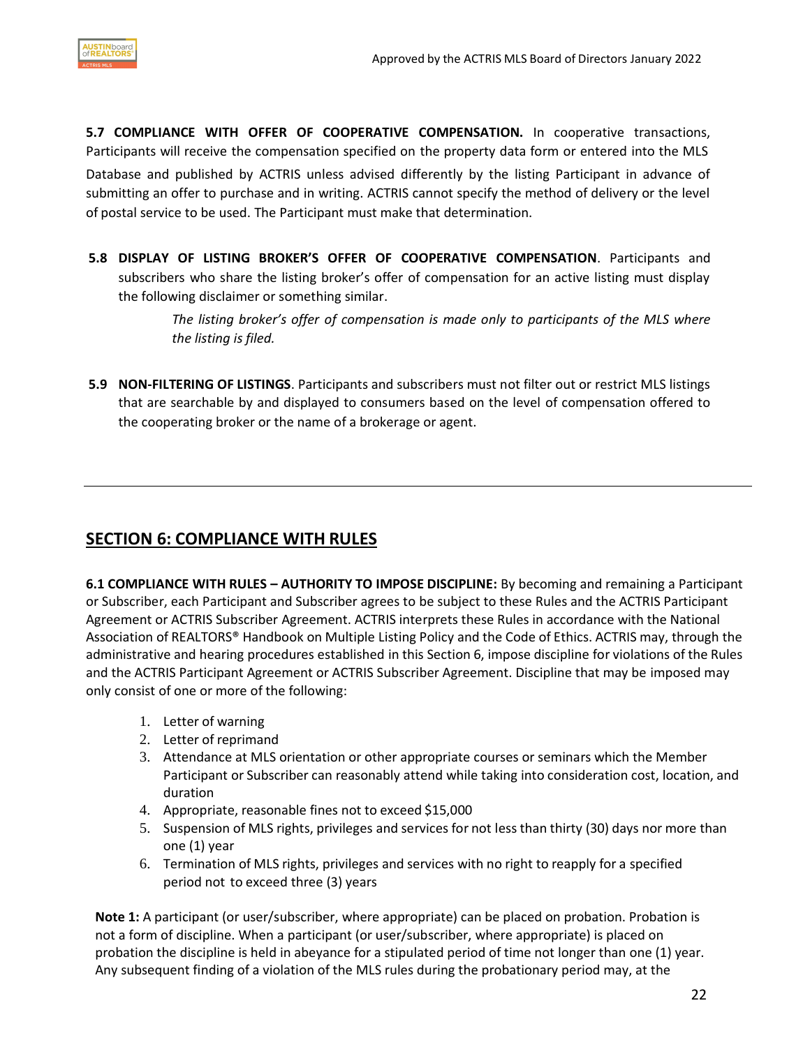**5.7 COMPLIANCE WITH OFFER OF COOPERATIVE COMPENSATION.** In cooperative transactions, Participants will receive the compensation specified on the property data form or entered into the MLS Database and published by ACTRIS unless advised differently by the listing Participant in advance of submitting an offer to purchase and in writing. ACTRIS cannot specify the method of delivery or the level of postal service to be used. The Participant must make that determination.

**5.8 DISPLAY OF LISTING BROKER'S OFFER OF COOPERATIVE COMPENSATION**. Participants and subscribers who share the listing broker's offer of compensation for an active listing must display the following disclaimer or something similar.

> *The listing broker's offer of compensation is made only to participants of the MLS where the listing is filed.*

**5.9 NON-FILTERING OF LISTINGS**. Participants and subscribers must not filter out or restrict MLS listings that are searchable by and displayed to consumers based on the level of compensation offered to the cooperating broker or the name of a brokerage or agent.

---

## SECTION 6: COMPLIANCE WITH RULES

**6.1 COMPLIANCE WITH RULES – AUTHORITY TO IMPOSE DISCIPLINE:** By becoming and remaining a Participant or Subscriber, each Participant and Subscriber agrees to be subject to these Rules and the ACTRIS Participant Agreement or ACTRIS Subscriber Agreement. ACTRIS interprets these Rules in accordance with the National Association of REALTORS® Handbook on Multiple Listing Policy and the Code of Ethics. ACTRIS may, through the administrative and hearing procedures established in this Section 6, impose discipline for violations of the Rules and the ACTRIS Participant Agreement or ACTRIS Subscriber Agreement. Discipline that may be imposed may only consist of one or more of the following:

1. Letter of warning
2. Letter of reprimand
3. Attendance at MLS orientation or other appropriate courses or seminars which the Member Participant or Subscriber can reasonably attend while taking into consideration cost, location, and duration
4. Appropriate, reasonable fines not to exceed $15,000
5. Suspension of MLS rights, privileges and services for not less than thirty (30) days nor more than one (1) year
6. Termination of MLS rights, privileges and services with no right to reapply for a specified period not to exceed three (3) years

**Note 1:** A participant (or user/subscriber, where appropriate) can be placed on probation. Probation is not a form of discipline. When a participant (or user/subscriber, where appropriate) is placed on probation the discipline is held in abeyance for a stipulated period of time not longer than one (1) year. Any subsequent finding of a violation of the MLS rules during the probationary period may, at the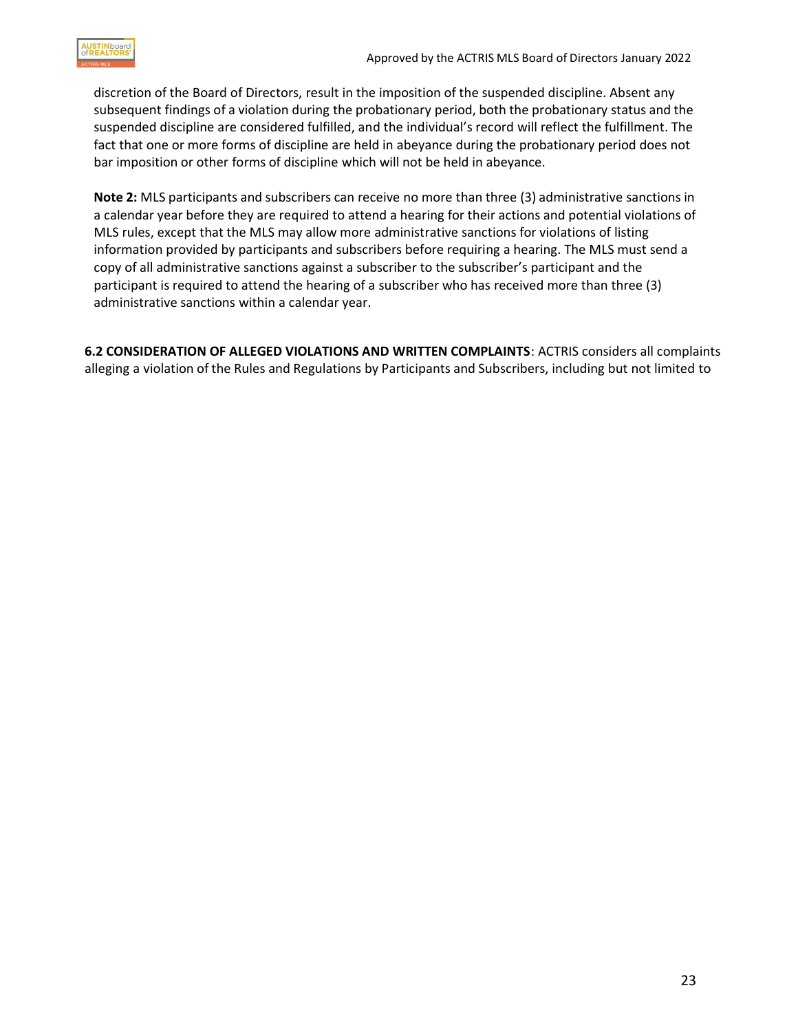discretion of the Board of Directors, result in the imposition of the suspended discipline. Absent any subsequent findings of a violation during the probationary period, both the probationary status and the suspended discipline are considered fulfilled, and the individual's record will reflect the fulfillment. The fact that one or more forms of discipline are held in abeyance during the probationary period does not bar imposition or other forms of discipline which will not be held in abeyance.

**Note 2:** MLS participants and subscribers can receive no more than three (3) administrative sanctions in a calendar year before they are required to attend a hearing for their actions and potential violations of MLS rules, except that the MLS may allow more administrative sanctions for violations of listing information provided by participants and subscribers before requiring a hearing. The MLS must send a copy of all administrative sanctions against a subscriber to the subscriber's participant and the participant is required to attend the hearing of a subscriber who has received more than three (3) administrative sanctions within a calendar year.

**6.2 CONSIDERATION OF ALLEGED VIOLATIONS AND WRITTEN COMPLAINTS**: ACTRIS considers all complaints alleging a violation of the Rules and Regulations by Participants and Subscribers, including but not limited to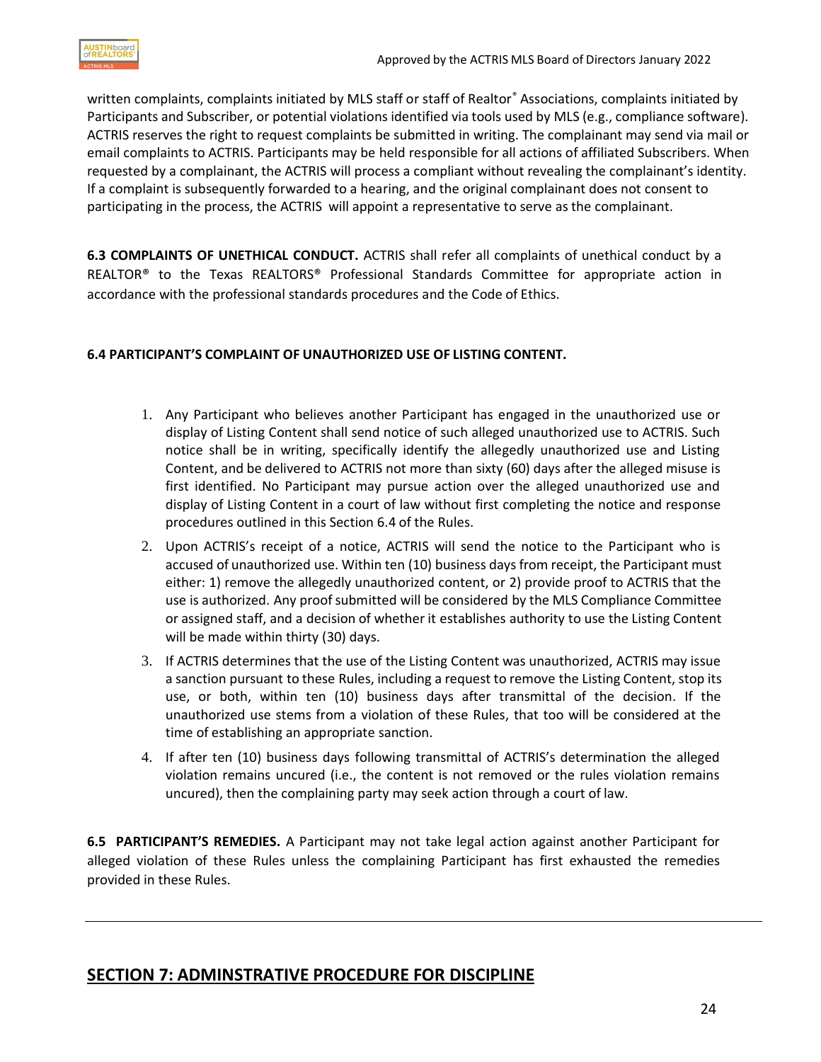written complaints, complaints initiated by MLS staff or staff of Realtor® Associations, complaints initiated by Participants and Subscriber, or potential violations identified via tools used by MLS (e.g., compliance software). ACTRIS reserves the right to request complaints be submitted in writing. The complainant may send via mail or email complaints to ACTRIS. Participants may be held responsible for all actions of affiliated Subscribers. When requested by a complainant, the ACTRIS will process a compliant without revealing the complainant's identity. If a complaint is subsequently forwarded to a hearing, and the original complainant does not consent to participating in the process, the ACTRIS will appoint a representative to serve as the complainant.

**6.3 COMPLAINTS OF UNETHICAL CONDUCT.** ACTRIS shall refer all complaints of unethical conduct by a REALTOR® to the Texas REALTORS® Professional Standards Committee for appropriate action in accordance with the professional standards procedures and the Code of Ethics.

**6.4 PARTICIPANT'S COMPLAINT OF UNAUTHORIZED USE OF LISTING CONTENT.**

1. Any Participant who believes another Participant has engaged in the unauthorized use or display of Listing Content shall send notice of such alleged unauthorized use to ACTRIS. Such notice shall be in writing, specifically identify the allegedly unauthorized use and Listing Content, and be delivered to ACTRIS not more than sixty (60) days after the alleged misuse is first identified. No Participant may pursue action over the alleged unauthorized use and display of Listing Content in a court of law without first completing the notice and response procedures outlined in this Section 6.4 of the Rules.
2. Upon ACTRIS's receipt of a notice, ACTRIS will send the notice to the Participant who is accused of unauthorized use. Within ten (10) business days from receipt, the Participant must either: 1) remove the allegedly unauthorized content, or 2) provide proof to ACTRIS that the use is authorized. Any proof submitted will be considered by the MLS Compliance Committee or assigned staff, and a decision of whether it establishes authority to use the Listing Content will be made within thirty (30) days.
3. If ACTRIS determines that the use of the Listing Content was unauthorized, ACTRIS may issue a sanction pursuant to these Rules, including a request to remove the Listing Content, stop its use, or both, within ten (10) business days after transmittal of the decision. If the unauthorized use stems from a violation of these Rules, that too will be considered at the time of establishing an appropriate sanction.
4. If after ten (10) business days following transmittal of ACTRIS's determination the alleged violation remains uncured (i.e., the content is not removed or the rules violation remains uncured), then the complaining party may seek action through a court of law.

**6.5 PARTICIPANT'S REMEDIES.** A Participant may not take legal action against another Participant for alleged violation of these Rules unless the complaining Participant has first exhausted the remedies provided in these Rules.

---

## SECTION 7: ADMINSTRATIVE PROCEDURE FOR DISCIPLINE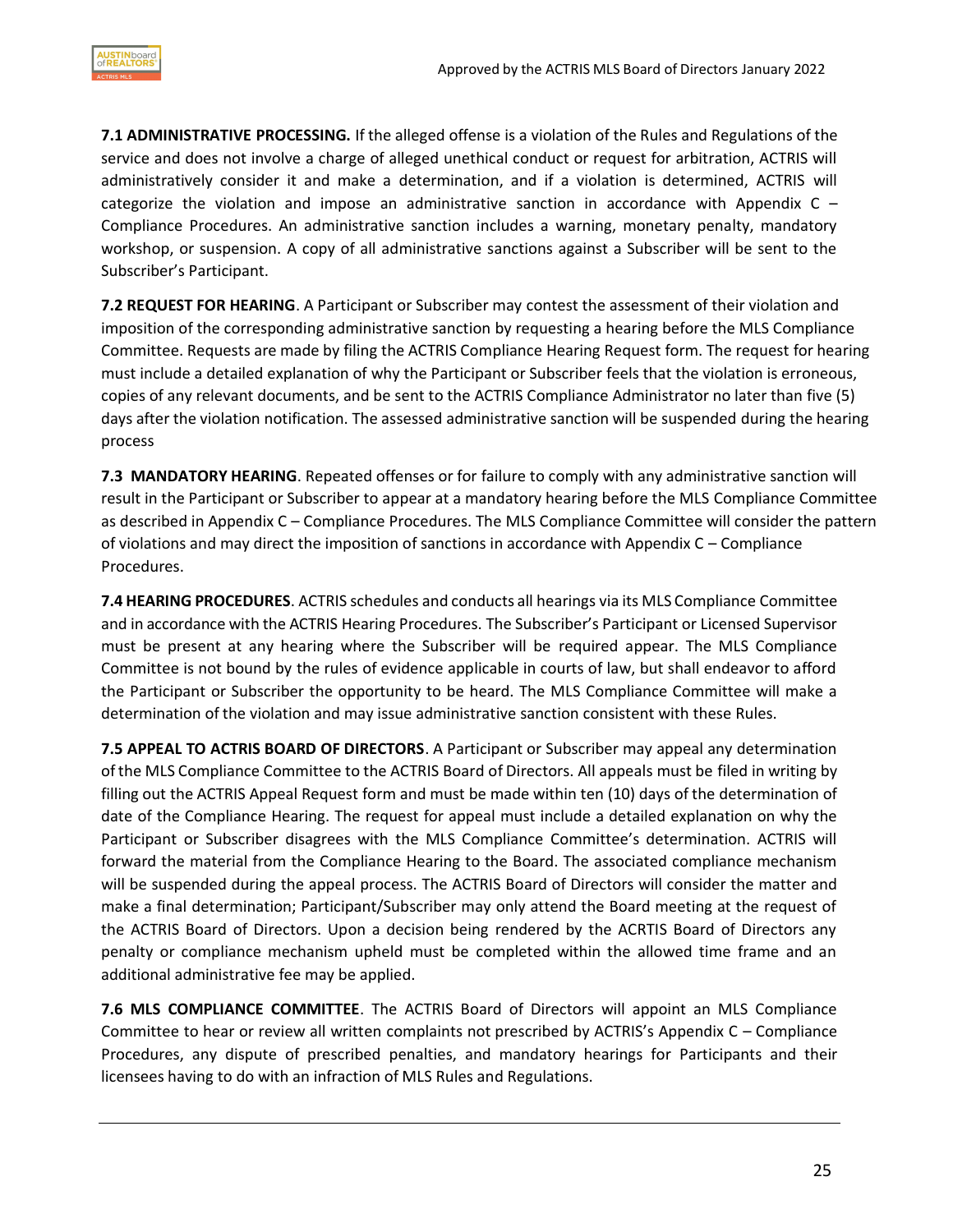**7.1 ADMINISTRATIVE PROCESSING.** If the alleged offense is a violation of the Rules and Regulations of the service and does not involve a charge of alleged unethical conduct or request for arbitration, ACTRIS will administratively consider it and make a determination, and if a violation is determined, ACTRIS will categorize the violation and impose an administrative sanction in accordance with Appendix C – Compliance Procedures. An administrative sanction includes a warning, monetary penalty, mandatory workshop, or suspension. A copy of all administrative sanctions against a Subscriber will be sent to the Subscriber's Participant.

**7.2 REQUEST FOR HEARING**. A Participant or Subscriber may contest the assessment of their violation and imposition of the corresponding administrative sanction by requesting a hearing before the MLS Compliance Committee. Requests are made by filing the ACTRIS Compliance Hearing Request form. The request for hearing must include a detailed explanation of why the Participant or Subscriber feels that the violation is erroneous, copies of any relevant documents, and be sent to the ACTRIS Compliance Administrator no later than five (5) days after the violation notification. The assessed administrative sanction will be suspended during the hearing process

**7.3 MANDATORY HEARING**. Repeated offenses or for failure to comply with any administrative sanction will result in the Participant or Subscriber to appear at a mandatory hearing before the MLS Compliance Committee as described in Appendix C – Compliance Procedures. The MLS Compliance Committee will consider the pattern of violations and may direct the imposition of sanctions in accordance with Appendix C – Compliance Procedures.

**7.4 HEARING PROCEDURES**. ACTRIS schedules and conducts all hearings via its MLS Compliance Committee and in accordance with the ACTRIS Hearing Procedures. The Subscriber's Participant or Licensed Supervisor must be present at any hearing where the Subscriber will be required appear. The MLS Compliance Committee is not bound by the rules of evidence applicable in courts of law, but shall endeavor to afford the Participant or Subscriber the opportunity to be heard. The MLS Compliance Committee will make a determination of the violation and may issue administrative sanction consistent with these Rules.

**7.5 APPEAL TO ACTRIS BOARD OF DIRECTORS**. A Participant or Subscriber may appeal any determination of the MLS Compliance Committee to the ACTRIS Board of Directors. All appeals must be filed in writing by filling out the ACTRIS Appeal Request form and must be made within ten (10) days of the determination of date of the Compliance Hearing. The request for appeal must include a detailed explanation on why the Participant or Subscriber disagrees with the MLS Compliance Committee's determination. ACTRIS will forward the material from the Compliance Hearing to the Board. The associated compliance mechanism will be suspended during the appeal process. The ACTRIS Board of Directors will consider the matter and make a final determination; Participant/Subscriber may only attend the Board meeting at the request of the ACTRIS Board of Directors. Upon a decision being rendered by the ACRTIS Board of Directors any penalty or compliance mechanism upheld must be completed within the allowed time frame and an additional administrative fee may be applied.

**7.6 MLS COMPLIANCE COMMITTEE**. The ACTRIS Board of Directors will appoint an MLS Compliance Committee to hear or review all written complaints not prescribed by ACTRIS's Appendix C – Compliance Procedures, any dispute of prescribed penalties, and mandatory hearings for Participants and their licensees having to do with an infraction of MLS Rules and Regulations.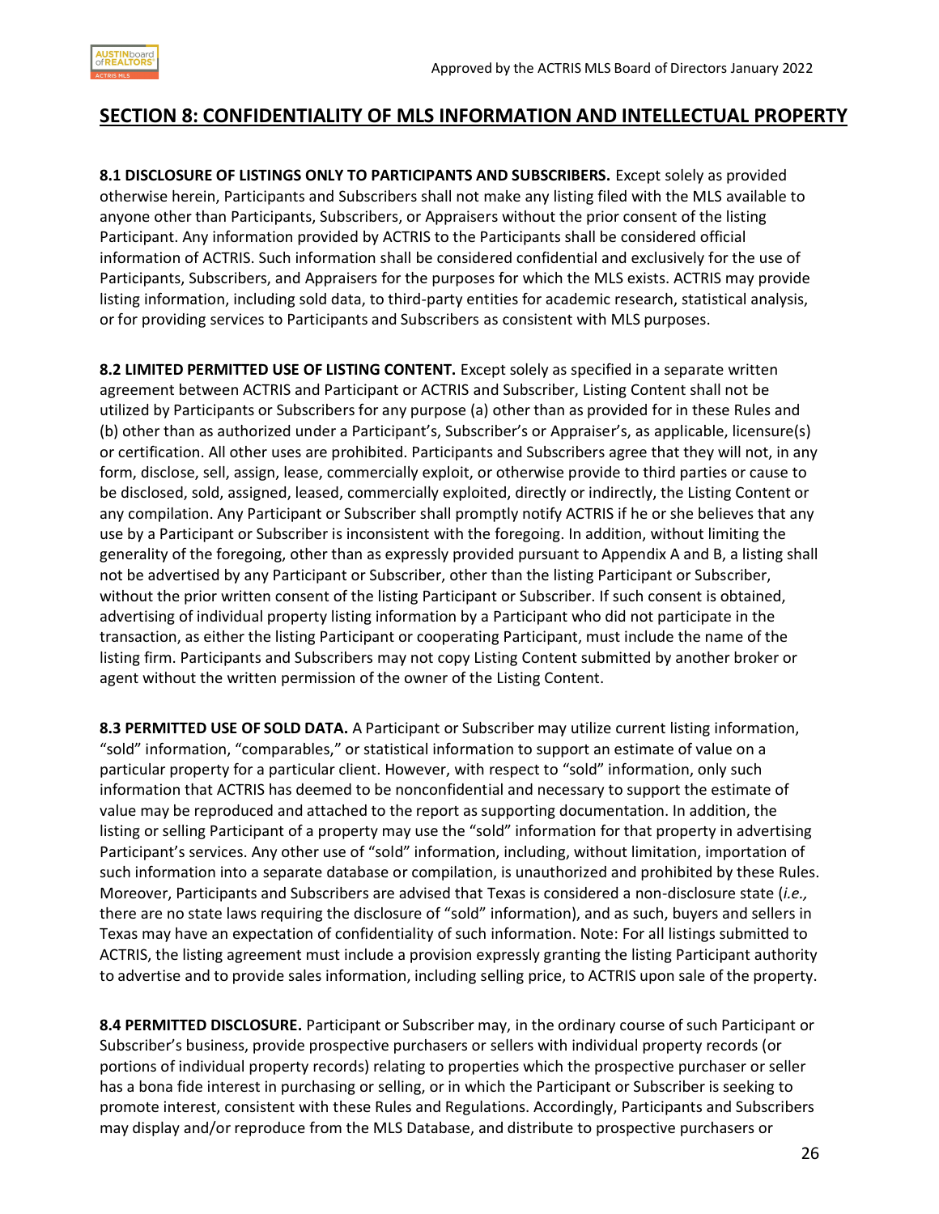## SECTION 8: CONFIDENTIALITY OF MLS INFORMATION AND INTELLECTUAL PROPERTY

**8.1 DISCLOSURE OF LISTINGS ONLY TO PARTICIPANTS AND SUBSCRIBERS.** Except solely as provided otherwise herein, Participants and Subscribers shall not make any listing filed with the MLS available to anyone other than Participants, Subscribers, or Appraisers without the prior consent of the listing Participant. Any information provided by ACTRIS to the Participants shall be considered official information of ACTRIS. Such information shall be considered confidential and exclusively for the use of Participants, Subscribers, and Appraisers for the purposes for which the MLS exists. ACTRIS may provide listing information, including sold data, to third-party entities for academic research, statistical analysis, or for providing services to Participants and Subscribers as consistent with MLS purposes.

**8.2 LIMITED PERMITTED USE OF LISTING CONTENT.** Except solely as specified in a separate written agreement between ACTRIS and Participant or ACTRIS and Subscriber, Listing Content shall not be utilized by Participants or Subscribers for any purpose (a) other than as provided for in these Rules and (b) other than as authorized under a Participant's, Subscriber's or Appraiser's, as applicable, licensure(s) or certification. All other uses are prohibited. Participants and Subscribers agree that they will not, in any form, disclose, sell, assign, lease, commercially exploit, or otherwise provide to third parties or cause to be disclosed, sold, assigned, leased, commercially exploited, directly or indirectly, the Listing Content or any compilation. Any Participant or Subscriber shall promptly notify ACTRIS if he or she believes that any use by a Participant or Subscriber is inconsistent with the foregoing. In addition, without limiting the generality of the foregoing, other than as expressly provided pursuant to Appendix A and B, a listing shall not be advertised by any Participant or Subscriber, other than the listing Participant or Subscriber, without the prior written consent of the listing Participant or Subscriber. If such consent is obtained, advertising of individual property listing information by a Participant who did not participate in the transaction, as either the listing Participant or cooperating Participant, must include the name of the listing firm. Participants and Subscribers may not copy Listing Content submitted by another broker or agent without the written permission of the owner of the Listing Content.

**8.3 PERMITTED USE OF SOLD DATA.** A Participant or Subscriber may utilize current listing information, "sold" information, "comparables," or statistical information to support an estimate of value on a particular property for a particular client. However, with respect to "sold" information, only such information that ACTRIS has deemed to be nonconfidential and necessary to support the estimate of value may be reproduced and attached to the report as supporting documentation. In addition, the listing or selling Participant of a property may use the "sold" information for that property in advertising Participant's services. Any other use of "sold" information, including, without limitation, importation of such information into a separate database or compilation, is unauthorized and prohibited by these Rules. Moreover, Participants and Subscribers are advised that Texas is considered a non-disclosure state (*i.e.,* there are no state laws requiring the disclosure of "sold" information), and as such, buyers and sellers in Texas may have an expectation of confidentiality of such information. Note: For all listings submitted to ACTRIS, the listing agreement must include a provision expressly granting the listing Participant authority to advertise and to provide sales information, including selling price, to ACTRIS upon sale of the property.

**8.4 PERMITTED DISCLOSURE.** Participant or Subscriber may, in the ordinary course of such Participant or Subscriber's business, provide prospective purchasers or sellers with individual property records (or portions of individual property records) relating to properties which the prospective purchaser or seller has a bona fide interest in purchasing or selling, or in which the Participant or Subscriber is seeking to promote interest, consistent with these Rules and Regulations. Accordingly, Participants and Subscribers may display and/or reproduce from the MLS Database, and distribute to prospective purchasers or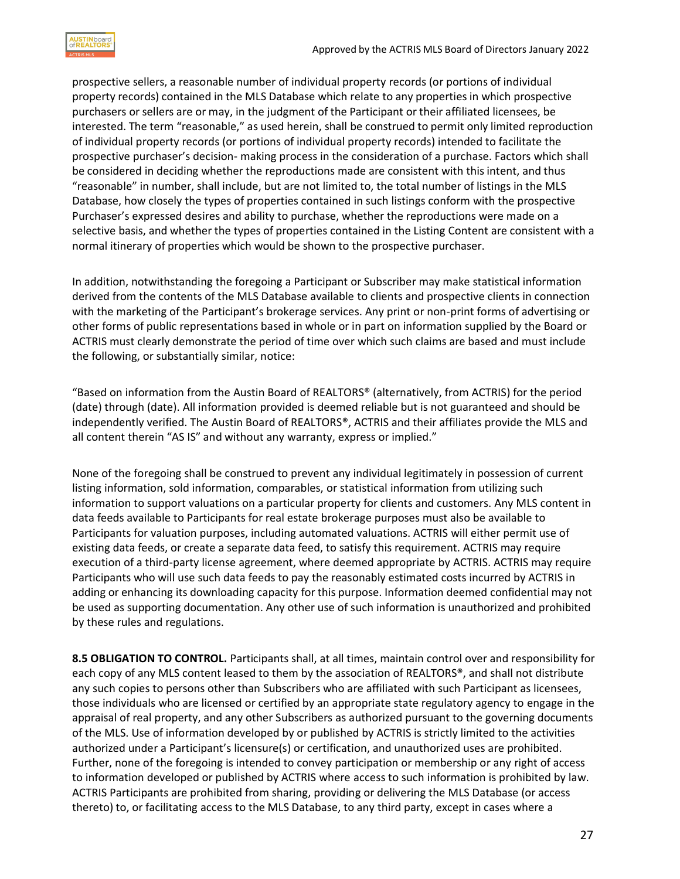prospective sellers, a reasonable number of individual property records (or portions of individual property records) contained in the MLS Database which relate to any properties in which prospective purchasers or sellers are or may, in the judgment of the Participant or their affiliated licensees, be interested. The term "reasonable," as used herein, shall be construed to permit only limited reproduction of individual property records (or portions of individual property records) intended to facilitate the prospective purchaser's decision- making process in the consideration of a purchase. Factors which shall be considered in deciding whether the reproductions made are consistent with this intent, and thus "reasonable" in number, shall include, but are not limited to, the total number of listings in the MLS Database, how closely the types of properties contained in such listings conform with the prospective Purchaser's expressed desires and ability to purchase, whether the reproductions were made on a selective basis, and whether the types of properties contained in the Listing Content are consistent with a normal itinerary of properties which would be shown to the prospective purchaser.

In addition, notwithstanding the foregoing a Participant or Subscriber may make statistical information derived from the contents of the MLS Database available to clients and prospective clients in connection with the marketing of the Participant's brokerage services. Any print or non-print forms of advertising or other forms of public representations based in whole or in part on information supplied by the Board or ACTRIS must clearly demonstrate the period of time over which such claims are based and must include the following, or substantially similar, notice:

"Based on information from the Austin Board of REALTORS® (alternatively, from ACTRIS) for the period (date) through (date). All information provided is deemed reliable but is not guaranteed and should be independently verified. The Austin Board of REALTORS®, ACTRIS and their affiliates provide the MLS and all content therein "AS IS" and without any warranty, express or implied."

None of the foregoing shall be construed to prevent any individual legitimately in possession of current listing information, sold information, comparables, or statistical information from utilizing such information to support valuations on a particular property for clients and customers. Any MLS content in data feeds available to Participants for real estate brokerage purposes must also be available to Participants for valuation purposes, including automated valuations. ACTRIS will either permit use of existing data feeds, or create a separate data feed, to satisfy this requirement. ACTRIS may require execution of a third-party license agreement, where deemed appropriate by ACTRIS. ACTRIS may require Participants who will use such data feeds to pay the reasonably estimated costs incurred by ACTRIS in adding or enhancing its downloading capacity for this purpose. Information deemed confidential may not be used as supporting documentation. Any other use of such information is unauthorized and prohibited by these rules and regulations.

**8.5 OBLIGATION TO CONTROL.** Participants shall, at all times, maintain control over and responsibility for each copy of any MLS content leased to them by the association of REALTORS®, and shall not distribute any such copies to persons other than Subscribers who are affiliated with such Participant as licensees, those individuals who are licensed or certified by an appropriate state regulatory agency to engage in the appraisal of real property, and any other Subscribers as authorized pursuant to the governing documents of the MLS. Use of information developed by or published by ACTRIS is strictly limited to the activities authorized under a Participant's licensure(s) or certification, and unauthorized uses are prohibited. Further, none of the foregoing is intended to convey participation or membership or any right of access to information developed or published by ACTRIS where access to such information is prohibited by law. ACTRIS Participants are prohibited from sharing, providing or delivering the MLS Database (or access thereto) to, or facilitating access to the MLS Database, to any third party, except in cases where a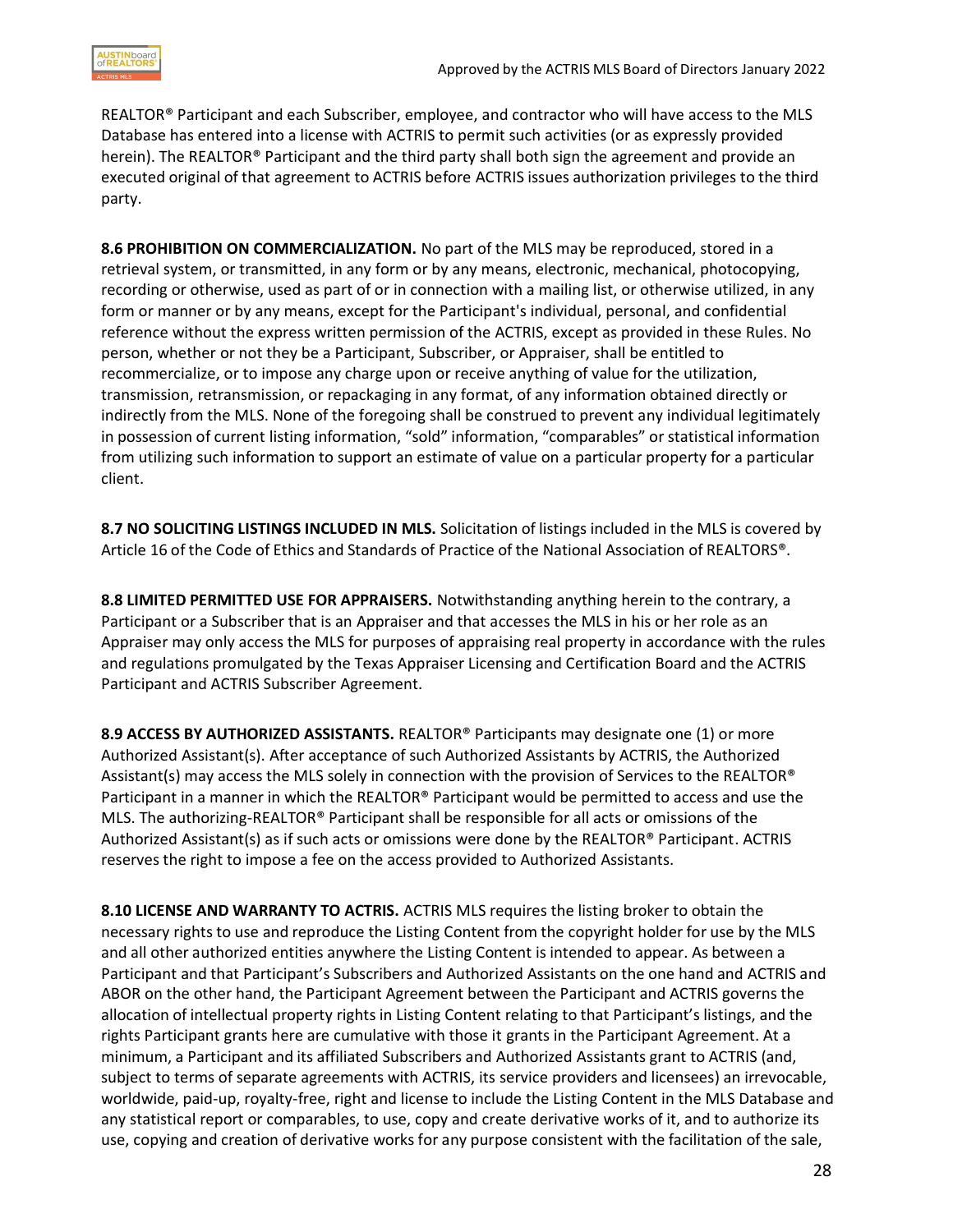REALTOR® Participant and each Subscriber, employee, and contractor who will have access to the MLS Database has entered into a license with ACTRIS to permit such activities (or as expressly provided herein). The REALTOR® Participant and the third party shall both sign the agreement and provide an executed original of that agreement to ACTRIS before ACTRIS issues authorization privileges to the third party.

**8.6 PROHIBITION ON COMMERCIALIZATION.** No part of the MLS may be reproduced, stored in a retrieval system, or transmitted, in any form or by any means, electronic, mechanical, photocopying, recording or otherwise, used as part of or in connection with a mailing list, or otherwise utilized, in any form or manner or by any means, except for the Participant's individual, personal, and confidential reference without the express written permission of the ACTRIS, except as provided in these Rules. No person, whether or not they be a Participant, Subscriber, or Appraiser, shall be entitled to recommercialize, or to impose any charge upon or receive anything of value for the utilization, transmission, retransmission, or repackaging in any format, of any information obtained directly or indirectly from the MLS. None of the foregoing shall be construed to prevent any individual legitimately in possession of current listing information, "sold" information, "comparables" or statistical information from utilizing such information to support an estimate of value on a particular property for a particular client.

**8.7 NO SOLICITING LISTINGS INCLUDED IN MLS.** Solicitation of listings included in the MLS is covered by Article 16 of the Code of Ethics and Standards of Practice of the National Association of REALTORS®.

**8.8 LIMITED PERMITTED USE FOR APPRAISERS.** Notwithstanding anything herein to the contrary, a Participant or a Subscriber that is an Appraiser and that accesses the MLS in his or her role as an Appraiser may only access the MLS for purposes of appraising real property in accordance with the rules and regulations promulgated by the Texas Appraiser Licensing and Certification Board and the ACTRIS Participant and ACTRIS Subscriber Agreement.

**8.9 ACCESS BY AUTHORIZED ASSISTANTS.** REALTOR® Participants may designate one (1) or more Authorized Assistant(s). After acceptance of such Authorized Assistants by ACTRIS, the Authorized Assistant(s) may access the MLS solely in connection with the provision of Services to the REALTOR® Participant in a manner in which the REALTOR® Participant would be permitted to access and use the MLS. The authorizing-REALTOR® Participant shall be responsible for all acts or omissions of the Authorized Assistant(s) as if such acts or omissions were done by the REALTOR® Participant. ACTRIS reserves the right to impose a fee on the access provided to Authorized Assistants.

**8.10 LICENSE AND WARRANTY TO ACTRIS.** ACTRIS MLS requires the listing broker to obtain the necessary rights to use and reproduce the Listing Content from the copyright holder for use by the MLS and all other authorized entities anywhere the Listing Content is intended to appear. As between a Participant and that Participant's Subscribers and Authorized Assistants on the one hand and ACTRIS and ABOR on the other hand, the Participant Agreement between the Participant and ACTRIS governs the allocation of intellectual property rights in Listing Content relating to that Participant's listings, and the rights Participant grants here are cumulative with those it grants in the Participant Agreement. At a minimum, a Participant and its affiliated Subscribers and Authorized Assistants grant to ACTRIS (and, subject to terms of separate agreements with ACTRIS, its service providers and licensees) an irrevocable, worldwide, paid-up, royalty-free, right and license to include the Listing Content in the MLS Database and any statistical report or comparables, to use, copy and create derivative works of it, and to authorize its use, copying and creation of derivative works for any purpose consistent with the facilitation of the sale,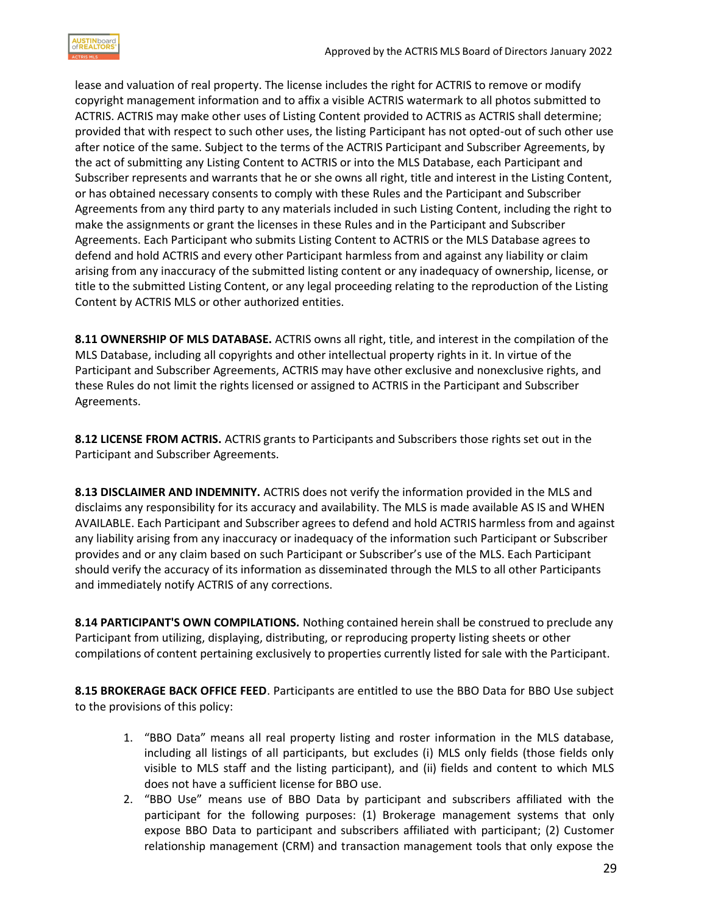lease and valuation of real property. The license includes the right for ACTRIS to remove or modify copyright management information and to affix a visible ACTRIS watermark to all photos submitted to ACTRIS. ACTRIS may make other uses of Listing Content provided to ACTRIS as ACTRIS shall determine; provided that with respect to such other uses, the listing Participant has not opted-out of such other use after notice of the same. Subject to the terms of the ACTRIS Participant and Subscriber Agreements, by the act of submitting any Listing Content to ACTRIS or into the MLS Database, each Participant and Subscriber represents and warrants that he or she owns all right, title and interest in the Listing Content, or has obtained necessary consents to comply with these Rules and the Participant and Subscriber Agreements from any third party to any materials included in such Listing Content, including the right to make the assignments or grant the licenses in these Rules and in the Participant and Subscriber Agreements. Each Participant who submits Listing Content to ACTRIS or the MLS Database agrees to defend and hold ACTRIS and every other Participant harmless from and against any liability or claim arising from any inaccuracy of the submitted listing content or any inadequacy of ownership, license, or title to the submitted Listing Content, or any legal proceeding relating to the reproduction of the Listing Content by ACTRIS MLS or other authorized entities.

**8.11 OWNERSHIP OF MLS DATABASE.** ACTRIS owns all right, title, and interest in the compilation of the MLS Database, including all copyrights and other intellectual property rights in it. In virtue of the Participant and Subscriber Agreements, ACTRIS may have other exclusive and nonexclusive rights, and these Rules do not limit the rights licensed or assigned to ACTRIS in the Participant and Subscriber Agreements.

**8.12 LICENSE FROM ACTRIS.** ACTRIS grants to Participants and Subscribers those rights set out in the Participant and Subscriber Agreements.

**8.13 DISCLAIMER AND INDEMNITY.** ACTRIS does not verify the information provided in the MLS and disclaims any responsibility for its accuracy and availability. The MLS is made available AS IS and WHEN AVAILABLE. Each Participant and Subscriber agrees to defend and hold ACTRIS harmless from and against any liability arising from any inaccuracy or inadequacy of the information such Participant or Subscriber provides and or any claim based on such Participant or Subscriber's use of the MLS. Each Participant should verify the accuracy of its information as disseminated through the MLS to all other Participants and immediately notify ACTRIS of any corrections.

**8.14 PARTICIPANT'S OWN COMPILATIONS.** Nothing contained herein shall be construed to preclude any Participant from utilizing, displaying, distributing, or reproducing property listing sheets or other compilations of content pertaining exclusively to properties currently listed for sale with the Participant.

**8.15 BROKERAGE BACK OFFICE FEED**. Participants are entitled to use the BBO Data for BBO Use subject to the provisions of this policy:

1. "BBO Data" means all real property listing and roster information in the MLS database, including all listings of all participants, but excludes (i) MLS only fields (those fields only visible to MLS staff and the listing participant), and (ii) fields and content to which MLS does not have a sufficient license for BBO use.
2. "BBO Use" means use of BBO Data by participant and subscribers affiliated with the participant for the following purposes: (1) Brokerage management systems that only expose BBO Data to participant and subscribers affiliated with participant; (2) Customer relationship management (CRM) and transaction management tools that only expose the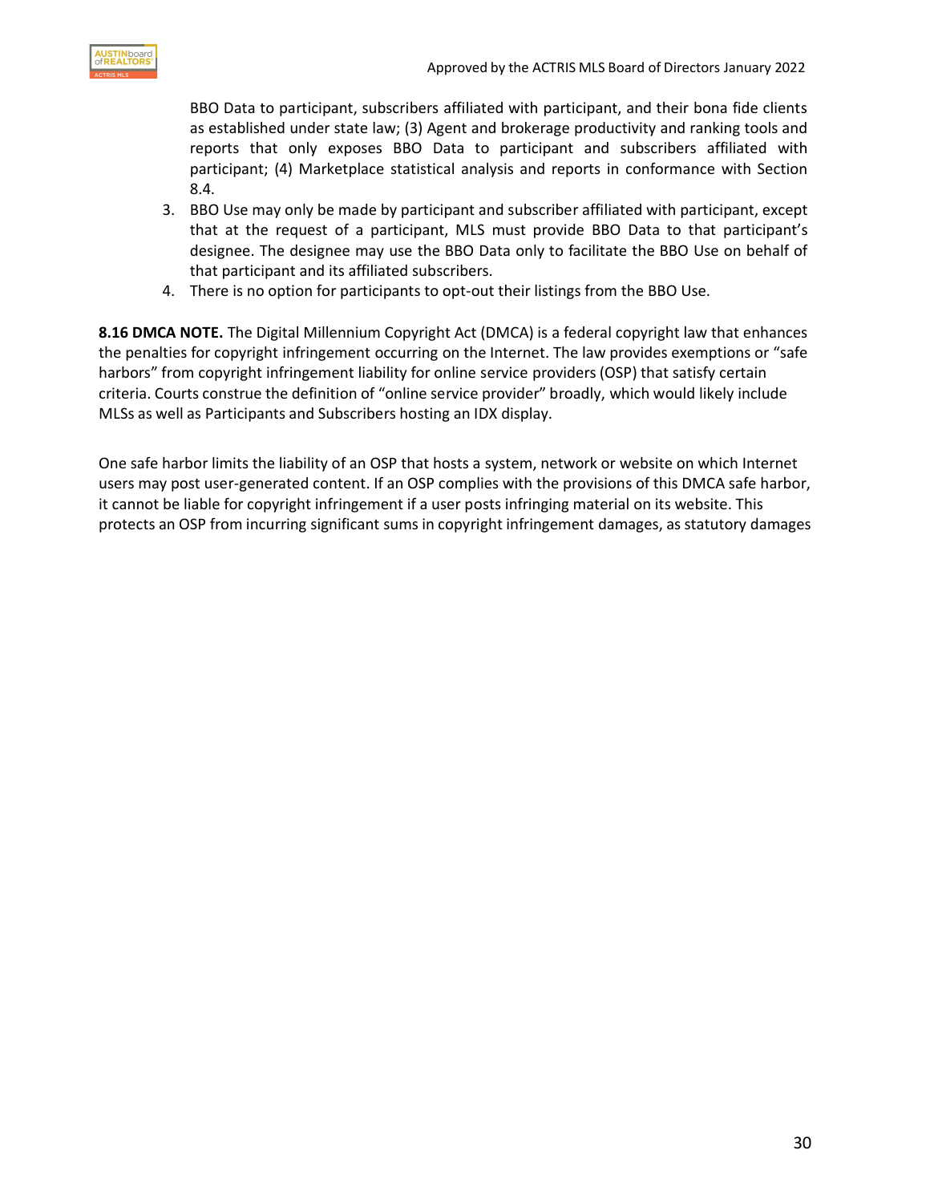BBO Data to participant, subscribers affiliated with participant, and their bona fide clients as established under state law; (3) Agent and brokerage productivity and ranking tools and reports that only exposes BBO Data to participant and subscribers affiliated with participant; (4) Marketplace statistical analysis and reports in conformance with Section 8.4.

3. BBO Use may only be made by participant and subscriber affiliated with participant, except that at the request of a participant, MLS must provide BBO Data to that participant's designee. The designee may use the BBO Data only to facilitate the BBO Use on behalf of that participant and its affiliated subscribers.
4. There is no option for participants to opt-out their listings from the BBO Use.

**8.16 DMCA NOTE.** The Digital Millennium Copyright Act (DMCA) is a federal copyright law that enhances the penalties for copyright infringement occurring on the Internet. The law provides exemptions or "safe harbors" from copyright infringement liability for online service providers (OSP) that satisfy certain criteria. Courts construe the definition of "online service provider" broadly, which would likely include MLSs as well as Participants and Subscribers hosting an IDX display.

One safe harbor limits the liability of an OSP that hosts a system, network or website on which Internet users may post user-generated content. If an OSP complies with the provisions of this DMCA safe harbor, it cannot be liable for copyright infringement if a user posts infringing material on its website. This protects an OSP from incurring significant sums in copyright infringement damages, as statutory damages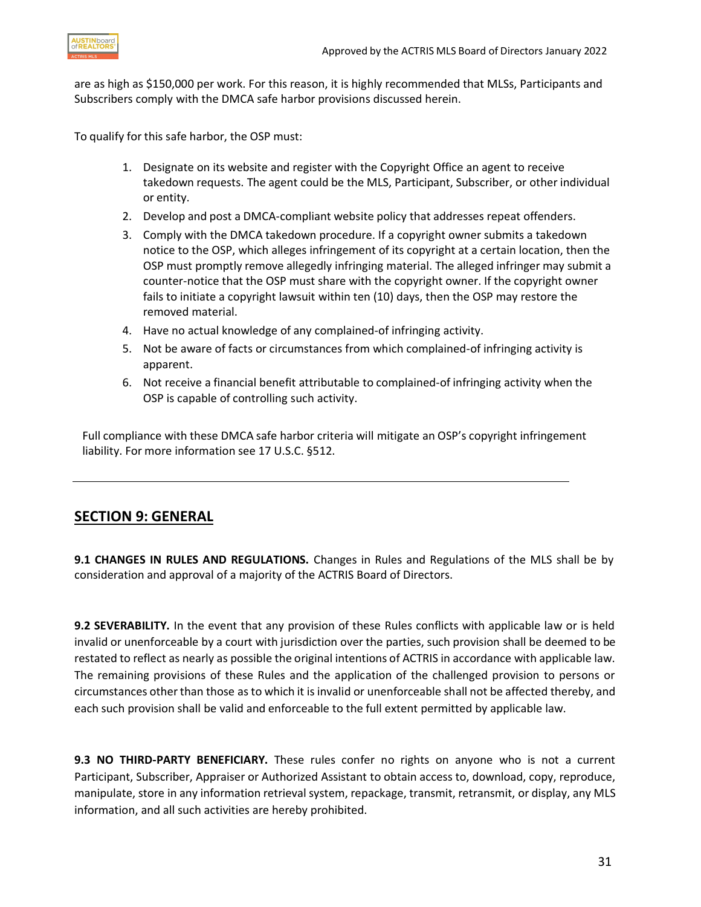are as high as $150,000 per work. For this reason, it is highly recommended that MLSs, Participants and Subscribers comply with the DMCA safe harbor provisions discussed herein.

To qualify for this safe harbor, the OSP must:

1. Designate on its website and register with the Copyright Office an agent to receive takedown requests. The agent could be the MLS, Participant, Subscriber, or other individual or entity.
2. Develop and post a DMCA-compliant website policy that addresses repeat offenders.
3. Comply with the DMCA takedown procedure. If a copyright owner submits a takedown notice to the OSP, which alleges infringement of its copyright at a certain location, then the OSP must promptly remove allegedly infringing material. The alleged infringer may submit a counter-notice that the OSP must share with the copyright owner. If the copyright owner fails to initiate a copyright lawsuit within ten (10) days, then the OSP may restore the removed material.
4. Have no actual knowledge of any complained-of infringing activity.
5. Not be aware of facts or circumstances from which complained-of infringing activity is apparent.
6. Not receive a financial benefit attributable to complained-of infringing activity when the OSP is capable of controlling such activity.

Full compliance with these DMCA safe harbor criteria will mitigate an OSP's copyright infringement liability. For more information see 17 U.S.C. §512.

---

## SECTION 9: GENERAL

**9.1 CHANGES IN RULES AND REGULATIONS.** Changes in Rules and Regulations of the MLS shall be by consideration and approval of a majority of the ACTRIS Board of Directors.

**9.2 SEVERABILITY.** In the event that any provision of these Rules conflicts with applicable law or is held invalid or unenforceable by a court with jurisdiction over the parties, such provision shall be deemed to be restated to reflect as nearly as possible the original intentions of ACTRIS in accordance with applicable law. The remaining provisions of these Rules and the application of the challenged provision to persons or circumstances other than those as to which it is invalid or unenforceable shall not be affected thereby, and each such provision shall be valid and enforceable to the full extent permitted by applicable law.

**9.3 NO THIRD-PARTY BENEFICIARY.** These rules confer no rights on anyone who is not a current Participant, Subscriber, Appraiser or Authorized Assistant to obtain access to, download, copy, reproduce, manipulate, store in any information retrieval system, repackage, transmit, retransmit, or display, any MLS information, and all such activities are hereby prohibited.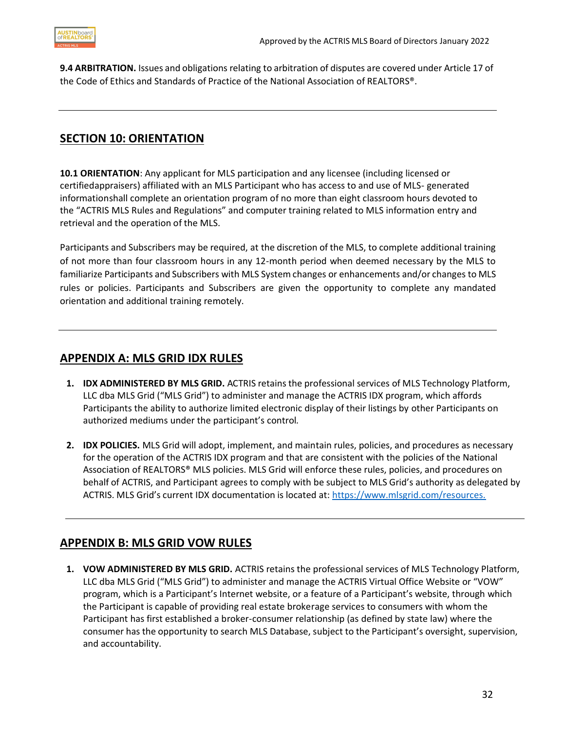**9.4 ARBITRATION.** Issues and obligations relating to arbitration of disputes are covered under Article 17 of the Code of Ethics and Standards of Practice of the National Association of REALTORS®.

---

## SECTION 10: ORIENTATION

**10.1 ORIENTATION**: Any applicant for MLS participation and any licensee (including licensed or certifiedappraisers) affiliated with an MLS Participant who has access to and use of MLS- generated informationshall complete an orientation program of no more than eight classroom hours devoted to the "ACTRIS MLS Rules and Regulations" and computer training related to MLS information entry and retrieval and the operation of the MLS.

Participants and Subscribers may be required, at the discretion of the MLS, to complete additional training of not more than four classroom hours in any 12-month period when deemed necessary by the MLS to familiarize Participants and Subscribers with MLS System changes or enhancements and/or changes to MLS rules or policies. Participants and Subscribers are given the opportunity to complete any mandated orientation and additional training remotely.

---

## APPENDIX A: MLS GRID IDX RULES

1. **IDX ADMINISTERED BY MLS GRID.** ACTRIS retains the professional services of MLS Technology Platform, LLC dba MLS Grid ("MLS Grid") to administer and manage the ACTRIS IDX program, which affords Participants the ability to authorize limited electronic display of their listings by other Participants on authorized mediums under the participant's control.

2. **IDX POLICIES.** MLS Grid will adopt, implement, and maintain rules, policies, and procedures as necessary for the operation of the ACTRIS IDX program and that are consistent with the policies of the National Association of REALTORS® MLS policies. MLS Grid will enforce these rules, policies, and procedures on behalf of ACTRIS, and Participant agrees to comply with be subject to MLS Grid's authority as delegated by ACTRIS. MLS Grid's current IDX documentation is located at: https://www.mlsgrid.com/resources.

---

## APPENDIX B: MLS GRID VOW RULES

1. **VOW ADMINISTERED BY MLS GRID.** ACTRIS retains the professional services of MLS Technology Platform, LLC dba MLS Grid ("MLS Grid") to administer and manage the ACTRIS Virtual Office Website or "VOW" program, which is a Participant's Internet website, or a feature of a Participant's website, through which the Participant is capable of providing real estate brokerage services to consumers with whom the Participant has first established a broker-consumer relationship (as defined by state law) where the consumer has the opportunity to search MLS Database, subject to the Participant's oversight, supervision, and accountability.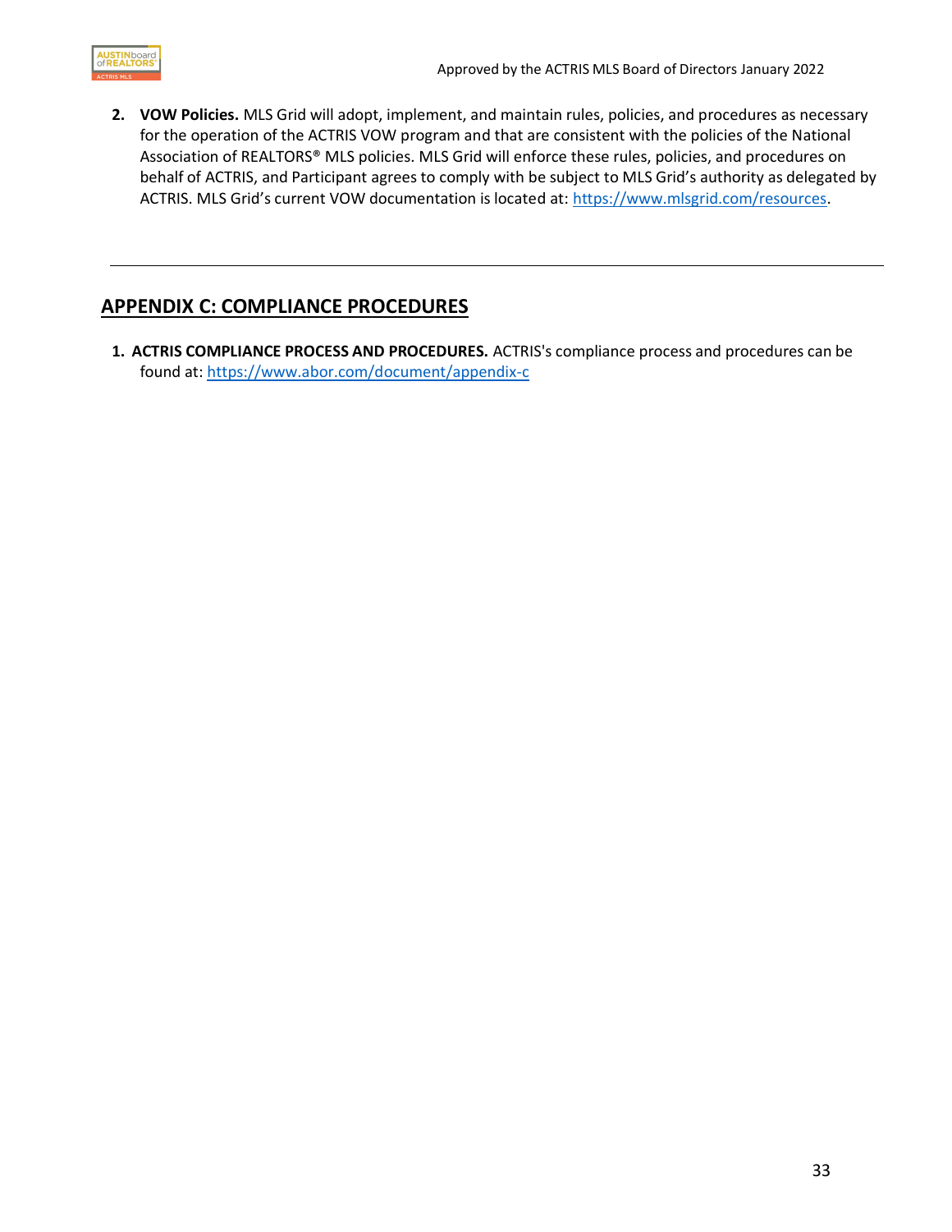2. **VOW Policies.** MLS Grid will adopt, implement, and maintain rules, policies, and procedures as necessary for the operation of the ACTRIS VOW program and that are consistent with the policies of the National Association of REALTORS® MLS policies. MLS Grid will enforce these rules, policies, and procedures on behalf of ACTRIS, and Participant agrees to comply with be subject to MLS Grid's authority as delegated by ACTRIS. MLS Grid's current VOW documentation is located at: https://www.mlsgrid.com/resources.

---

## APPENDIX C: COMPLIANCE PROCEDURES

1. **ACTRIS COMPLIANCE PROCESS AND PROCEDURES.** ACTRIS's compliance process and procedures can be found at: https://www.abor.com/document/appendix-c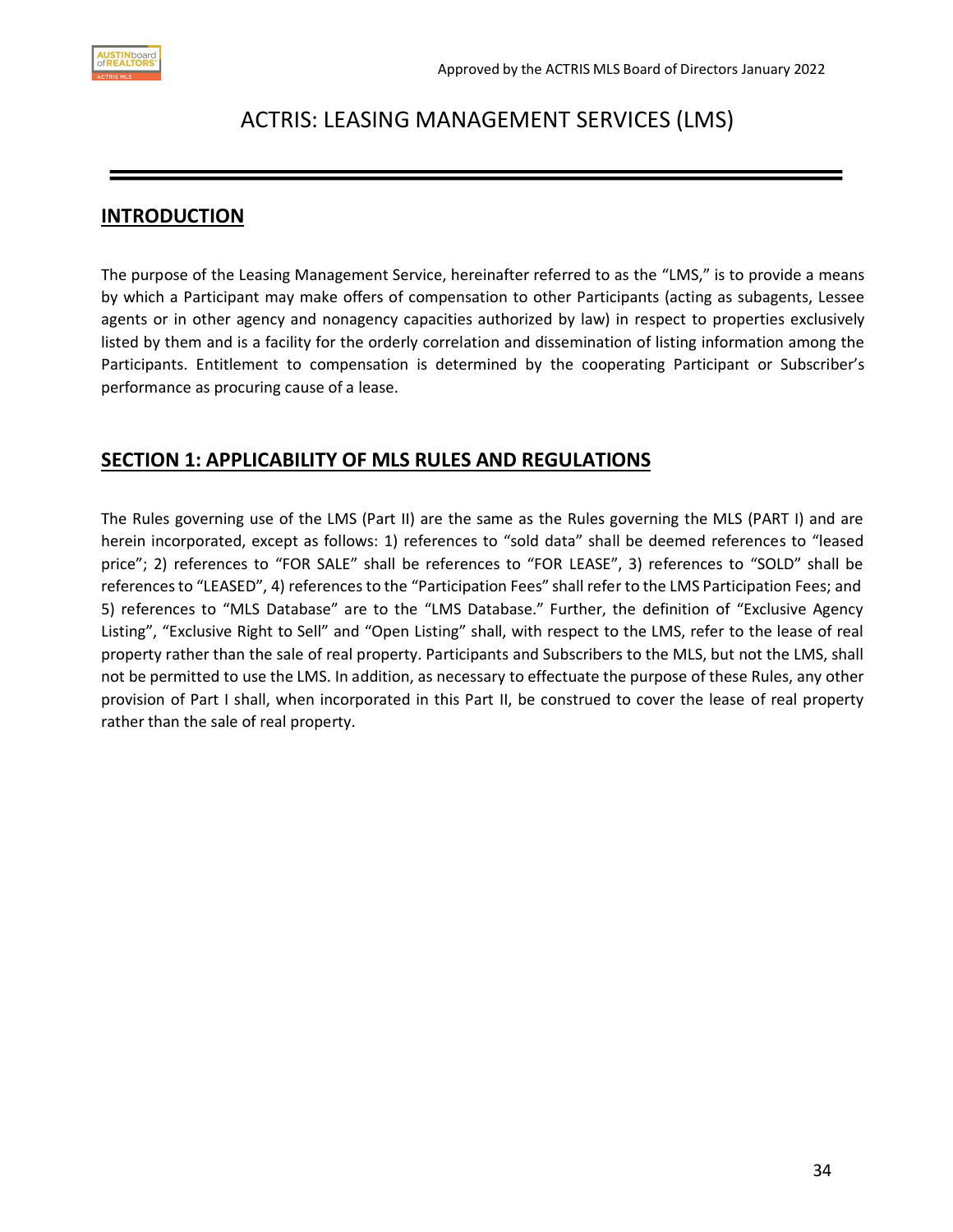# ACTRIS: LEASING MANAGEMENT SERVICES (LMS)

## INTRODUCTION

The purpose of the Leasing Management Service, hereinafter referred to as the "LMS," is to provide a means by which a Participant may make offers of compensation to other Participants (acting as subagents, Lessee agents or in other agency and nonagency capacities authorized by law) in respect to properties exclusively listed by them and is a facility for the orderly correlation and dissemination of listing information among the Participants. Entitlement to compensation is determined by the cooperating Participant or Subscriber's performance as procuring cause of a lease.

## SECTION 1: APPLICABILITY OF MLS RULES AND REGULATIONS

The Rules governing use of the LMS (Part II) are the same as the Rules governing the MLS (PART I) and are herein incorporated, except as follows: 1) references to "sold data" shall be deemed references to "leased price"; 2) references to "FOR SALE" shall be references to "FOR LEASE", 3) references to "SOLD" shall be references to "LEASED", 4) references to the "Participation Fees" shall refer to the LMS Participation Fees; and 5) references to "MLS Database" are to the "LMS Database." Further, the definition of "Exclusive Agency Listing", "Exclusive Right to Sell" and "Open Listing" shall, with respect to the LMS, refer to the lease of real property rather than the sale of real property. Participants and Subscribers to the MLS, but not the LMS, shall not be permitted to use the LMS. In addition, as necessary to effectuate the purpose of these Rules, any other provision of Part I shall, when incorporated in this Part II, be construed to cover the lease of real property rather than the sale of real property.